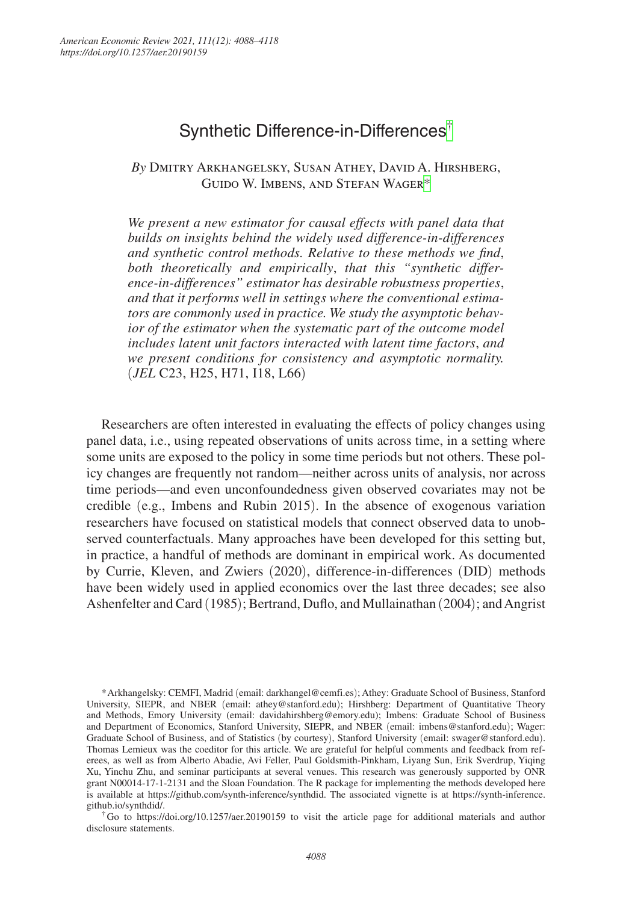# Synthetic Difference-in-Differences[†]

*By* Dmitry Arkhangelsky, Susan Athey, David A. Hirshberg, Guido W. Imbens, and Stefan Wager[*]

*We present a new estimator for causal effects with panel data that builds on insights behind the widely used difference-in-differences and synthetic control methods. Relative to these methods we find, both theoretically and empirically, that this "synthetic difference-in-differences" estimator has desirable robustness properties, and that it performs well in settings where the conventional estimators are commonly used in practice. We study the asymptotic behavior of the estimator when the systematic part of the outcome model includes latent unit factors interacted with latent time factors, and we present conditions for consistency and asymptotic normality.* (*JEL* C23, H25, H71, I18, L66)

Researchers are often interested in evaluating the effects of policy changes using panel data, i.e., using repeated observations of units across time, in a setting where some units are exposed to the policy in some time periods but not others. These policy changes are frequently not random—neither across units of analysis, nor across time periods—and even unconfoundedness given observed covariates may not be credible (e.g., Imbens and Rubin 2015). In the absence of exogenous variation researchers have focused on statistical models that connect observed data to unobserved counterfactuals. Many approaches have been developed for this setting but, in practice, a handful of methods are dominant in empirical work. As documented by Currie, Kleven, and Zwiers (2020), difference-in-differences (DID) methods have been widely used in applied economics over the last three decades; see also Ashenfelter and Card (1985); Bertrand, Duflo, and Mullainathan (2004); and Angrist

[*] Arkhangelsky: CEMFI, Madrid (email: darkhangel@cemfi.es); Athey: Graduate School of Business, Stanford University, SIEPR, and NBER (email: athey@stanford.edu); Hirshberg: Department of Quantitative Theory and Methods, Emory University (email: davidahirshberg@emory.edu); Imbens: Graduate School of Business and Department of Economics, Stanford University, SIEPR, and NBER (email: imbens@stanford.edu); Wager: Graduate School of Business, and of Statistics (by courtesy), Stanford University (email: swager@stanford.edu). Thomas Lemieux was the coeditor for this article. We are grateful for helpful comments and feedback from referees, as well as from Alberto Abadie, Avi Feller, Paul Goldsmith-Pinkham, Liyang Sun, Erik Sverdrup, Yiqing Xu, Yinchu Zhu, and seminar participants at several venues. This research was generously supported by ONR grant N00014-17-1-2131 and the Sloan Foundation. The R package for implementing the methods developed here is available at https://github.com/synth-inference/synthdid. The associated vignette is at https://synth-inference.github.io/synthdid/.

[†] Go to https://doi.org/10.1257/aer.20190159 to visit the article page for additional materials and author disclosure statements.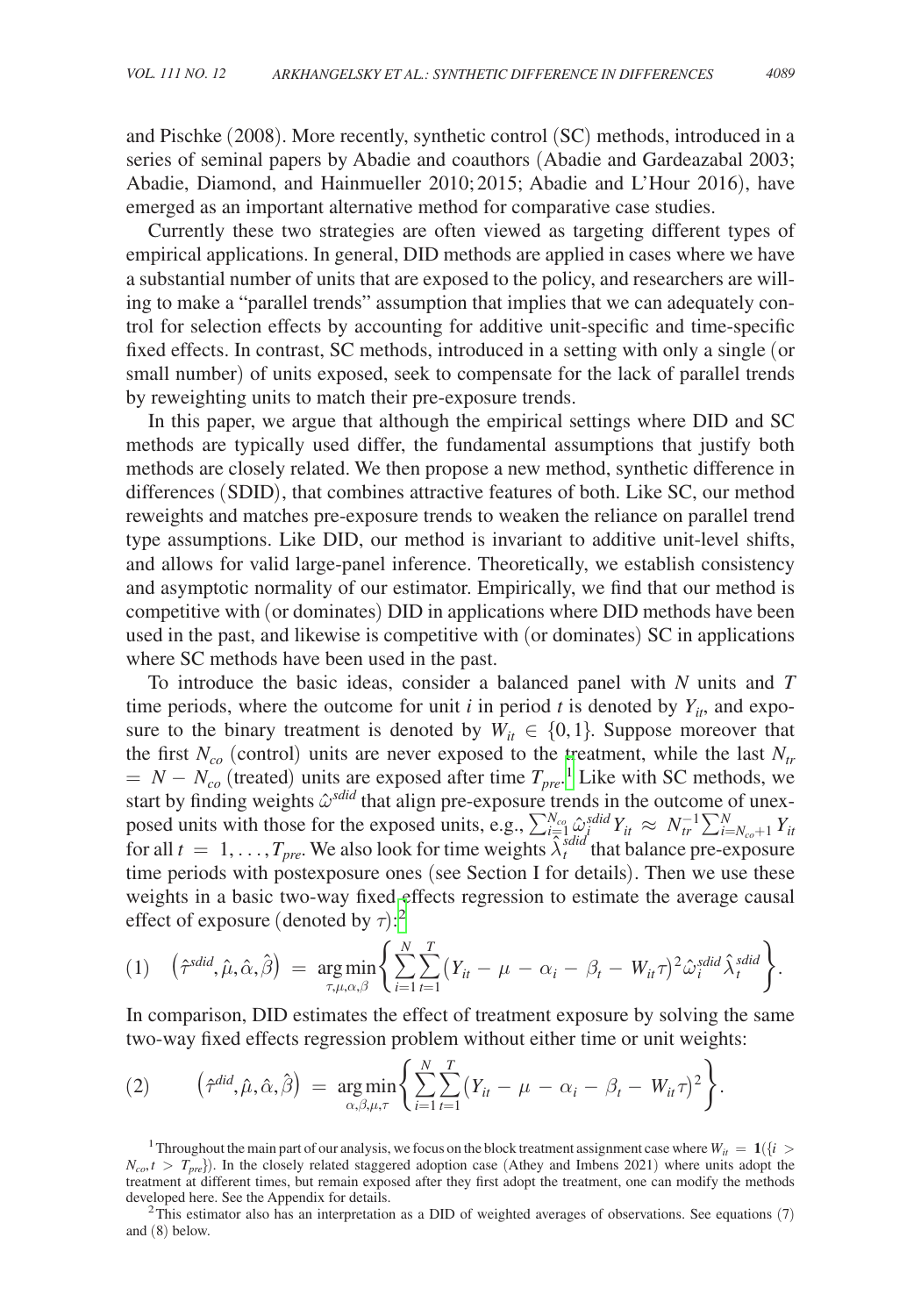and Pischke (2008). More recently, synthetic control (SC) methods, introduced in a series of seminal papers by Abadie and coauthors (Abadie and Gardeazabal 2003; Abadie, Diamond, and Hainmueller 2010; 2015; Abadie and L'Hour 2016), have emerged as an important alternative method for comparative case studies.

Currently these two strategies are often viewed as targeting different types of empirical applications. In general, DID methods are applied in cases where we have a substantial number of units that are exposed to the policy, and researchers are willing to make a "parallel trends" assumption that implies that we can adequately control for selection effects by accounting for additive unit-specific and time-specific fixed effects. In contrast, SC methods, introduced in a setting with only a single (or small number) of units exposed, seek to compensate for the lack of parallel trends by reweighting units to match their pre-exposure trends.

In this paper, we argue that although the empirical settings where DID and SC methods are typically used differ, the fundamental assumptions that justify both methods are closely related. We then propose a new method, synthetic difference in differences (SDID), that combines attractive features of both. Like SC, our method reweights and matches pre-exposure trends to weaken the reliance on parallel trend type assumptions. Like DID, our method is invariant to additive unit-level shifts, and allows for valid large-panel inference. Theoretically, we establish consistency and asymptotic normality of our estimator. Empirically, we find that our method is competitive with (or dominates) DID in applications where DID methods have been used in the past, and likewise is competitive with (or dominates) SC in applications where SC methods have been used in the past.

To introduce the basic ideas, consider a balanced panel with $N$ units and $T$ time periods, where the outcome for unit $i$ in period $t$ is denoted by $Y_{it}$, and exposure to the binary treatment is denoted by $W_{it} \in \{0,1\}$. Suppose moreover that the first $N_{co}$ (control) units are never exposed to the treatment, while the last $N_{tr} = N - N_{co}$ (treated) units are exposed after time $T_{pre}$.[1] Like with SC methods, we start by finding weights $\hat{\omega}^{sdid}$ that align pre-exposure trends in the outcome of unexposed units with those for the exposed units, e.g., $\sum_{i=1}^{N_{co}} \hat{\omega}_i^{sdid} Y_{it} \approx N_{tr}^{-1} \sum_{i=N_{co}+1}^{N} Y_{it}$ for all $t = 1, \ldots, T_{pre}$. We also look for time weights $\hat{\lambda}_t^{sdid}$ that balance pre-exposure time periods with postexposure ones (see Section I for details). Then we use these weights in a basic two-way fixed effects regression to estimate the average causal effect of exposure (denoted by $\tau$):[2]

$$(1) \quad \left(\hat{\tau}^{sdid}, \hat{\mu}, \hat{\alpha}, \hat{\beta}\right) = \underset{\tau, \mu, \alpha, \beta}{\arg\min} \left\{ \sum_{i=1}^{N} \sum_{t=1}^{T} \left(Y_{it} - \mu - \alpha_i - \beta_t - W_{it}\tau\right)^2 \hat{\omega}_i^{sdid} \hat{\lambda}_t^{sdid} \right\}.$$

In comparison, DID estimates the effect of treatment exposure by solving the same two-way fixed effects regression problem without either time or unit weights:

$$(2) \qquad \left(\hat{\tau}^{did}, \hat{\mu}, \hat{\alpha}, \hat{\beta}\right) = \underset{\alpha, \beta, \mu, \tau}{\arg\min} \left\{ \sum_{i=1}^{N} \sum_{t=1}^{T} \left(Y_{it} - \mu - \alpha_i - \beta_t - W_{it}\tau\right)^2 \right\}.$$

[1] Throughout the main part of our analysis, we focus on the block treatment assignment case where $W_{it} = \mathbf{1}(\{i > N_{co}, t > T_{pre}\})$. In the closely related staggered adoption case (Athey and Imbens 2021) where units adopt the treatment at different times, but remain exposed after they first adopt the treatment, one can modify the methods developed here. See the Appendix for details.

[2] This estimator also has an interpretation as a DID of weighted averages of observations. See equations (7) and (8) below.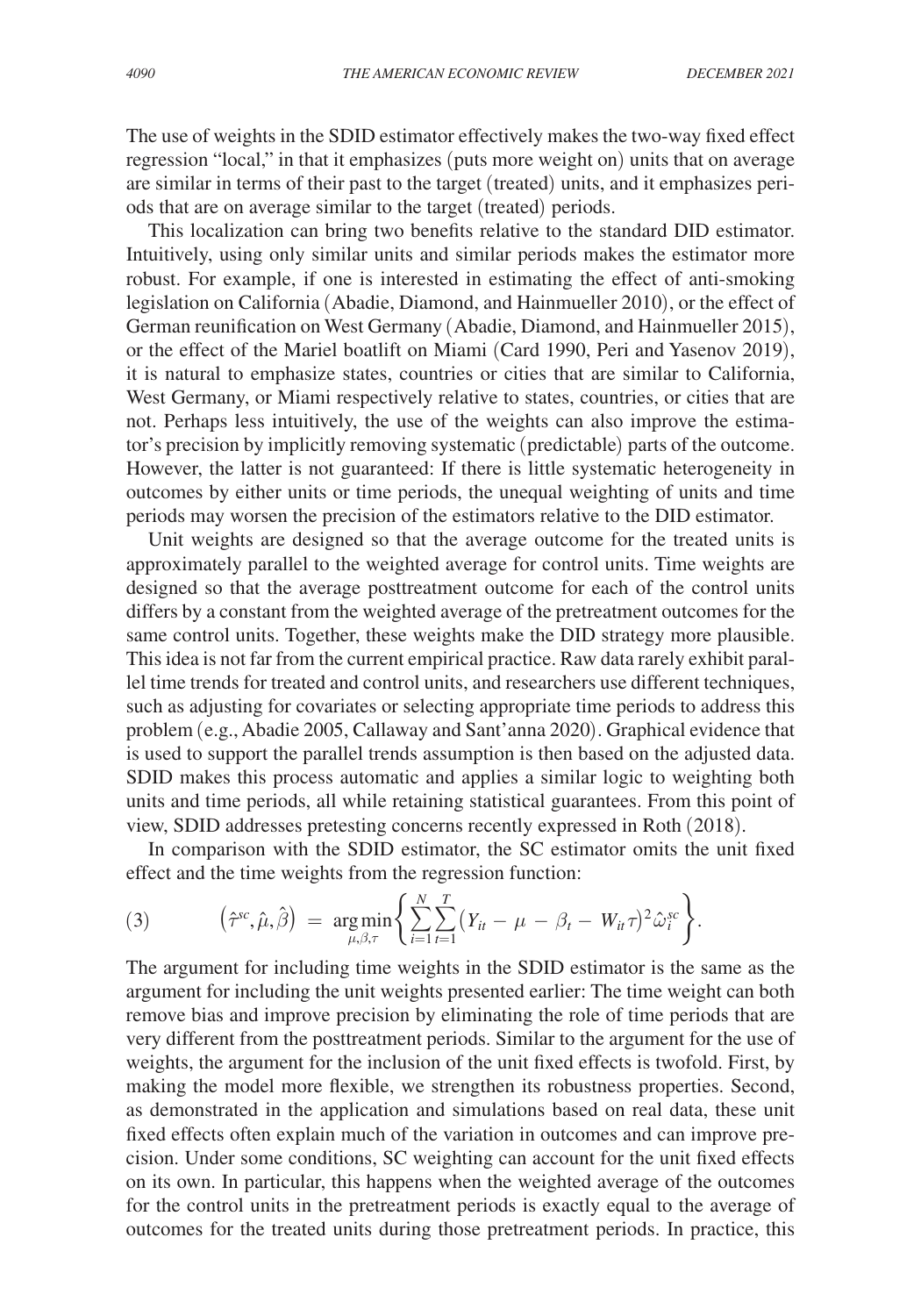The use of weights in the SDID estimator effectively makes the two-way fixed effect regression "local," in that it emphasizes (puts more weight on) units that on average are similar in terms of their past to the target (treated) units, and it emphasizes periods that are on average similar to the target (treated) periods.

This localization can bring two benefits relative to the standard DID estimator. Intuitively, using only similar units and similar periods makes the estimator more robust. For example, if one is interested in estimating the effect of anti-smoking legislation on California (Abadie, Diamond, and Hainmueller 2010), or the effect of German reunification on West Germany (Abadie, Diamond, and Hainmueller 2015), or the effect of the Mariel boatlift on Miami (Card 1990, Peri and Yasenov 2019), it is natural to emphasize states, countries or cities that are similar to California, West Germany, or Miami respectively relative to states, countries, or cities that are not. Perhaps less intuitively, the use of the weights can also improve the estimator's precision by implicitly removing systematic (predictable) parts of the outcome. However, the latter is not guaranteed: If there is little systematic heterogeneity in outcomes by either units or time periods, the unequal weighting of units and time periods may worsen the precision of the estimators relative to the DID estimator.

Unit weights are designed so that the average outcome for the treated units is approximately parallel to the weighted average for control units. Time weights are designed so that the average posttreatment outcome for each of the control units differs by a constant from the weighted average of the pretreatment outcomes for the same control units. Together, these weights make the DID strategy more plausible. This idea is not far from the current empirical practice. Raw data rarely exhibit parallel time trends for treated and control units, and researchers use different techniques, such as adjusting for covariates or selecting appropriate time periods to address this problem (e.g., Abadie 2005, Callaway and Sant'anna 2020). Graphical evidence that is used to support the parallel trends assumption is then based on the adjusted data. SDID makes this process automatic and applies a similar logic to weighting both units and time periods, all while retaining statistical guarantees. From this point of view, SDID addresses pretesting concerns recently expressed in Roth (2018).

In comparison with the SDID estimator, the SC estimator omits the unit fixed effect and the time weights from the regression function:

$$
(3) \qquad \left(\hat{\tau}^{sc}, \hat{\mu}, \hat{\beta}\right) = \underset{\mu, \beta, \tau}{\arg\min} \left\{ \sum_{i=1}^{N} \sum_{t=1}^{T} \left(Y_{it} - \mu - \beta_t - W_{it}\tau\right)^2 \hat{\omega}_i^{sc} \right\}.
$$

The argument for including time weights in the SDID estimator is the same as the argument for including the unit weights presented earlier: The time weight can both remove bias and improve precision by eliminating the role of time periods that are very different from the posttreatment periods. Similar to the argument for the use of weights, the argument for the inclusion of the unit fixed effects is twofold. First, by making the model more flexible, we strengthen its robustness properties. Second, as demonstrated in the application and simulations based on real data, these unit fixed effects often explain much of the variation in outcomes and can improve precision. Under some conditions, SC weighting can account for the unit fixed effects on its own. In particular, this happens when the weighted average of the outcomes for the control units in the pretreatment periods is exactly equal to the average of outcomes for the treated units during those pretreatment periods. In practice, this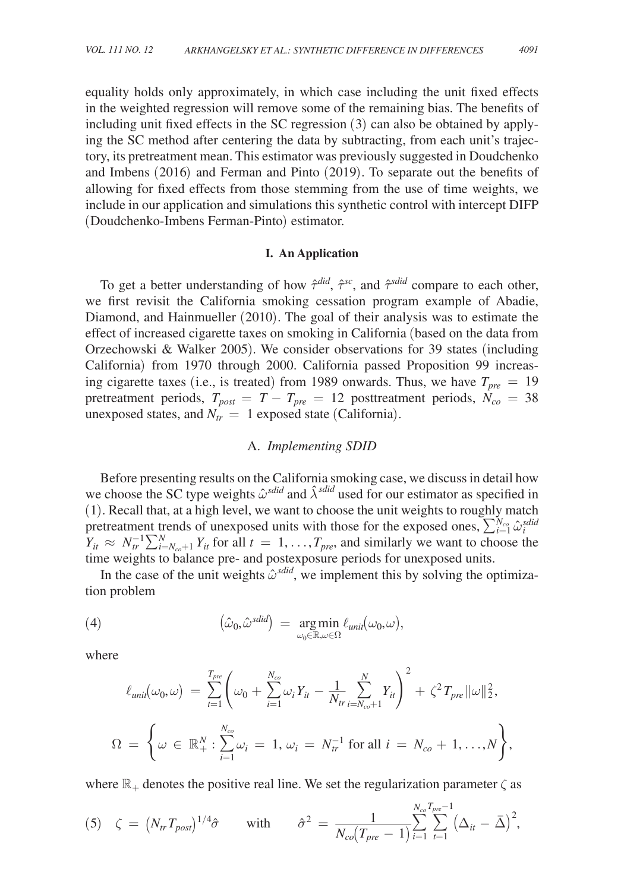equality holds only approximately, in which case including the unit fixed effects in the weighted regression will remove some of the remaining bias. The benefits of including unit fixed effects in the SC regression (3) can also be obtained by applying the SC method after centering the data by subtracting, from each unit's trajectory, its pretreatment mean. This estimator was previously suggested in Doudchenko and Imbens (2016) and Ferman and Pinto (2019). To separate out the benefits of allowing for fixed effects from those stemming from the use of time weights, we include in our application and simulations this synthetic control with intercept DIFP (Doudchenko-Imbens Ferman-Pinto) estimator.

## I. An Application

To get a better understanding of how $\hat{\tau}^{did}$, $\hat{\tau}^{sc}$, and $\hat{\tau}^{sdid}$ compare to each other, we first revisit the California smoking cessation program example of Abadie, Diamond, and Hainmueller (2010). The goal of their analysis was to estimate the effect of increased cigarette taxes on smoking in California (based on the data from Orzechowski & Walker 2005). We consider observations for 39 states (including California) from 1970 through 2000. California passed Proposition 99 increasing cigarette taxes (i.e., is treated) from 1989 onwards. Thus, we have $T_{pre} = 19$ pretreatment periods, $T_{post} = T - T_{pre} = 12$ posttreatment periods, $N_{co} = 38$ unexposed states, and $N_{tr} = 1$ exposed state (California).

### A. *Implementing SDID*

Before presenting results on the California smoking case, we discuss in detail how we choose the SC type weights $\hat{\omega}^{sdid}$ and $\hat{\lambda}^{sdid}$ used for our estimator as specified in (1). Recall that, at a high level, we want to choose the unit weights to roughly match pretreatment trends of unexposed units with those for the exposed ones, $\sum_{i=1}^{N_{co}} \hat{\omega}_i^{sdid} Y_{it} \approx N_{tr}^{-1} \sum_{i=N_{co}+1}^{N} Y_{it}$ for all $t = 1, \ldots, T_{pre}$, and similarly we want to choose the time weights to balance pre- and postexposure periods for unexposed units.

In the case of the unit weights $\hat{\omega}^{sdid}$, we implement this by solving the optimization problem

$$
(4) \qquad \left(\hat{\omega}_0, \hat{\omega}^{sdid}\right) = \underset{\omega_0 \in \mathbb{R}, \omega \in \Omega}{\arg\min}\, \ell_{unit}(\omega_0, \omega),
$$

where

$$
\ell_{unit}(\omega_0, \omega) = \sum_{t=1}^{T_{pre}} \left( \omega_0 + \sum_{i=1}^{N_{co}} \omega_i Y_{it} - \frac{1}{N_{tr}} \sum_{i=N_{co}+1}^{N} Y_{it} \right)^2 + \zeta^2 T_{pre} \|\omega\|_2^2,
$$

$$
\Omega = \left\{ \omega \in \mathbb{R}_+^N : \sum_{i=1}^{N_{co}} \omega_i = 1, \, \omega_i = N_{tr}^{-1} \text{ for all } i = N_{co} + 1, \ldots, N \right\},
$$

where $\mathbb{R}_+$ denotes the positive real line. We set the regularization parameter $\zeta$ as

$$
(5) \quad \zeta = \left(N_{tr} T_{post}\right)^{1/4} \hat{\sigma} \qquad \text{with} \qquad \hat{\sigma}^2 = \frac{1}{N_{co}\left(T_{pre} - 1\right)} \sum_{i=1}^{N_{co}} \sum_{t=1}^{T_{pre}-1} \left(\Delta_{it} - \bar{\Delta}\right)^2,
$$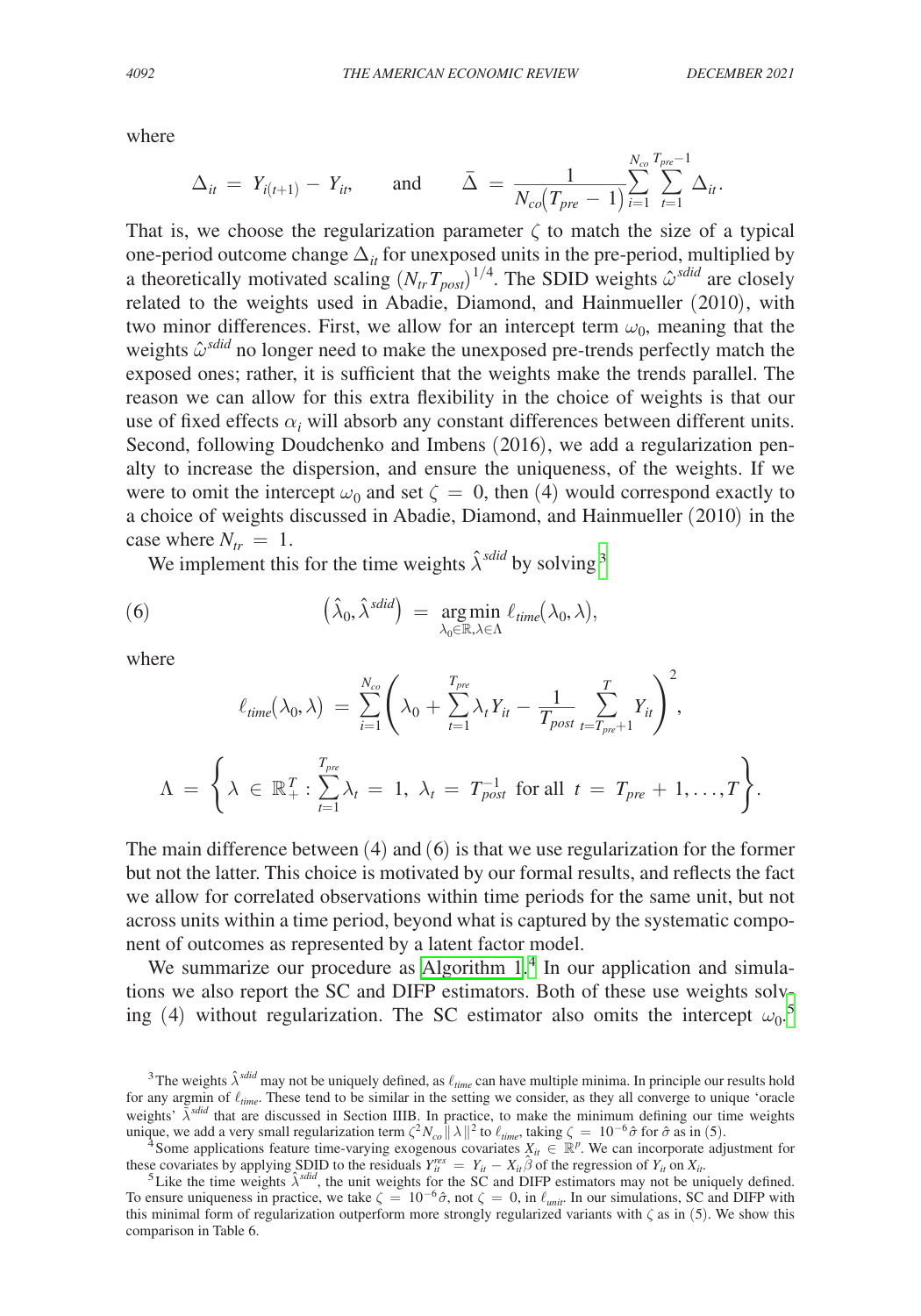where

$$\Delta_{it} = Y_{i(t+1)} - Y_{it}, \qquad \text{and} \qquad \bar{\Delta} = \frac{1}{N_{co}\big(T_{pre} - 1\big)} \sum_{i=1}^{N_{co}} \sum_{t=1}^{T_{pre}-1} \Delta_{it}.$$

That is, we choose the regularization parameter $\zeta$ to match the size of a typical one-period outcome change $\Delta_{it}$ for unexposed units in the pre-period, multiplied by a theoretically motivated scaling $(N_{tr} T_{post})^{1/4}$. The SDID weights $\hat{\omega}^{sdid}$ are closely related to the weights used in Abadie, Diamond, and Hainmueller (2010), with two minor differences. First, we allow for an intercept term $\omega_0$, meaning that the weights $\hat{\omega}^{sdid}$ no longer need to make the unexposed pre-trends perfectly match the exposed ones; rather, it is sufficient that the weights make the trends parallel. The reason we can allow for this extra flexibility in the choice of weights is that our use of fixed effects $\alpha_i$ will absorb any constant differences between different units. Second, following Doudchenko and Imbens (2016), we add a regularization penalty to increase the dispersion, and ensure the uniqueness, of the weights. If we were to omit the intercept $\omega_0$ and set $\zeta = 0$, then (4) would correspond exactly to a choice of weights discussed in Abadie, Diamond, and Hainmueller (2010) in the case where $N_{tr} = 1$.

We implement this for the time weights $\hat{\lambda}^{sdid}$ by solving[3]

$$(6) \qquad \big(\hat{\lambda}_0, \hat{\lambda}^{sdid}\big) = \underset{\lambda_0 \in \mathbb{R}, \lambda \in \Lambda}{\arg\min}\; \ell_{time}(\lambda_0, \lambda),$$

where

$$\ell_{time}(\lambda_0, \lambda) = \sum_{i=1}^{N_{co}} \left( \lambda_0 + \sum_{t=1}^{T_{pre}} \lambda_t Y_{it} - \frac{1}{T_{post}} \sum_{t=T_{pre}+1}^{T} Y_{it} \right)^2,$$

$$\Lambda = \left\{ \lambda \in \mathbb{R}_+^T : \sum_{t=1}^{T_{pre}} \lambda_t = 1,\ \lambda_t = T_{post}^{-1} \text{ for all } t = T_{pre}+1, \ldots, T \right\}.$$

The main difference between (4) and (6) is that we use regularization for the former but not the latter. This choice is motivated by our formal results, and reflects the fact we allow for correlated observations within time periods for the same unit, but not across units within a time period, beyond what is captured by the systematic component of outcomes as represented by a latent factor model.

We summarize our procedure as Algorithm 1.[4] In our application and simulations we also report the SC and DIFP estimators. Both of these use weights solving (4) without regularization. The SC estimator also omits the intercept $\omega_0$.[5]

[3] The weights $\hat{\lambda}^{sdid}$ may not be uniquely defined, as $\ell_{time}$ can have multiple minima. In principle our results hold for any argmin of $\ell_{time}$. These tend to be similar in the setting we consider, as they all converge to unique 'oracle weights' $\tilde{\lambda}^{sdid}$ that are discussed in Section IIIB. In practice, to make the minimum defining our time weights unique, we add a very small regularization term $\zeta^2 N_{co} \|\lambda\|^2$ to $\ell_{time}$, taking $\zeta = 10^{-6}\hat{\sigma}$ for $\hat{\sigma}$ as in (5).

[4] Some applications feature time-varying exogenous covariates $X_{it} \in \mathbb{R}^p$. We can incorporate adjustment for these covariates by applying SDID to the residuals $Y_{it}^{res} = Y_{it} - X_{it}\hat{\beta}$ of the regression of $Y_{it}$ on $X_{it}$.

[5] Like the time weights $\hat{\lambda}^{sdid}$, the unit weights for the SC and DIFP estimators may not be uniquely defined. To ensure uniqueness in practice, we take $\zeta = 10^{-6}\hat{\sigma}$, not $\zeta = 0$, in $\ell_{unit}$. In our simulations, SC and DIFP with this minimal form of regularization outperform more strongly regularized variants with $\zeta$ as in (5). We show this comparison in Table 6.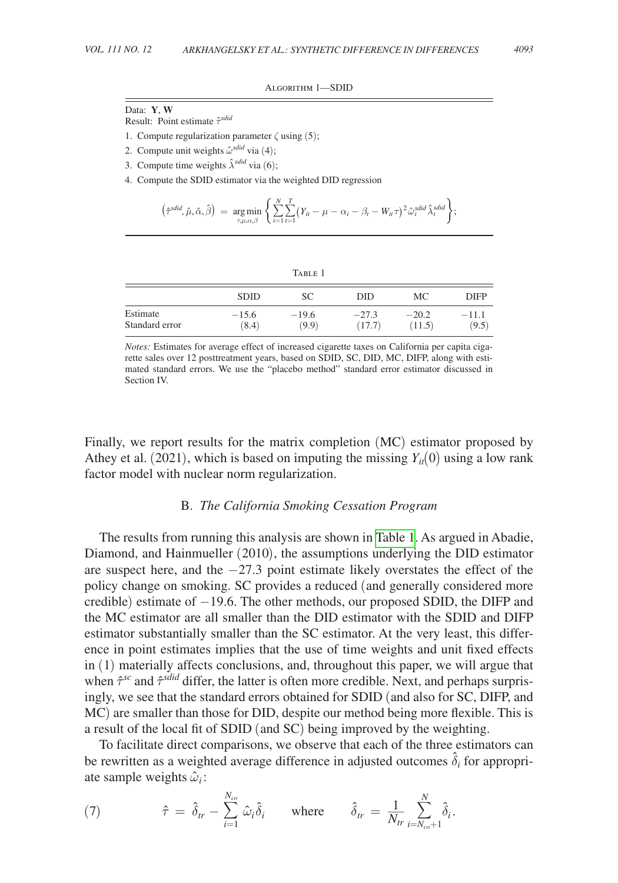Algorithm 1—SDID

Data: **Y**, **W**

Result: Point estimate $\hat{\tau}^{sdid}$

1. Compute regularization parameter $\zeta$ using (5);
2. Compute unit weights $\hat{\omega}^{sdid}$ via (4);
3. Compute time weights $\hat{\lambda}^{sdid}$ via (6);
4. Compute the SDID estimator via the weighted DID regression

$$\left(\hat{\tau}^{sdid}, \hat{\mu}, \hat{\alpha}, \hat{\beta}\right) = \underset{\tau,\mu,\alpha,\beta}{\arg\min} \left\{ \sum_{i=1}^{N} \sum_{t=1}^{T} \left(Y_{it} - \mu - \alpha_i - \beta_t - W_{it}\tau\right)^2 \hat{\omega}_i^{sdid} \hat{\lambda}_t^{sdid} \right\};$$

Table 1

| | SDID | SC | DID | MC | DIFP |
|---|---|---|---|---|---|
| Estimate | −15.6 | −19.6 | −27.3 | −20.2 | −11.1 |
| Standard error | (8.4) | (9.9) | (17.7) | (11.5) | (9.5) |

*Notes:* Estimates for average effect of increased cigarette taxes on California per capita cigarette sales over 12 posttreatment years, based on SDID, SC, DID, MC, DIFP, along with estimated standard errors. We use the "placebo method" standard error estimator discussed in Section IV.

Finally, we report results for the matrix completion (MC) estimator proposed by Athey et al. (2021), which is based on imputing the missing $Y_{it}(0)$ using a low rank factor model with nuclear norm regularization.

### B. *The California Smoking Cessation Program*

The results from running this analysis are shown in Table 1. As argued in Abadie, Diamond, and Hainmueller (2010), the assumptions underlying the DID estimator are suspect here, and the $-27.3$ point estimate likely overstates the effect of the policy change on smoking. SC provides a reduced (and generally considered more credible) estimate of $-19.6$. The other methods, our proposed SDID, the DIFP and the MC estimator are all smaller than the DID estimator with the SDID and DIFP estimator substantially smaller than the SC estimator. At the very least, this difference in point estimates implies that the use of time weights and unit fixed effects in (1) materially affects conclusions, and, throughout this paper, we will argue that when $\hat{\tau}^{sc}$ and $\hat{\tau}^{sdid}$ differ, the latter is often more credible. Next, and perhaps surprisingly, we see that the standard errors obtained for SDID (and also for SC, DIFP, and MC) are smaller than those for DID, despite our method being more flexible. This is a result of the local fit of SDID (and SC) being improved by the weighting.

To facilitate direct comparisons, we observe that each of the three estimators can be rewritten as a weighted average difference in adjusted outcomes $\hat{\delta}_i$ for appropriate sample weights $\hat{\omega}_i$:

$$\hat{\tau} = \hat{\delta}_{tr} - \sum_{i=1}^{N_{co}} \hat{\omega}_i \hat{\delta}_i \quad \text{where} \quad \hat{\delta}_{tr} = \frac{1}{N_{tr}} \sum_{i=N_{co}+1}^{N} \hat{\delta}_i. \tag{7}$$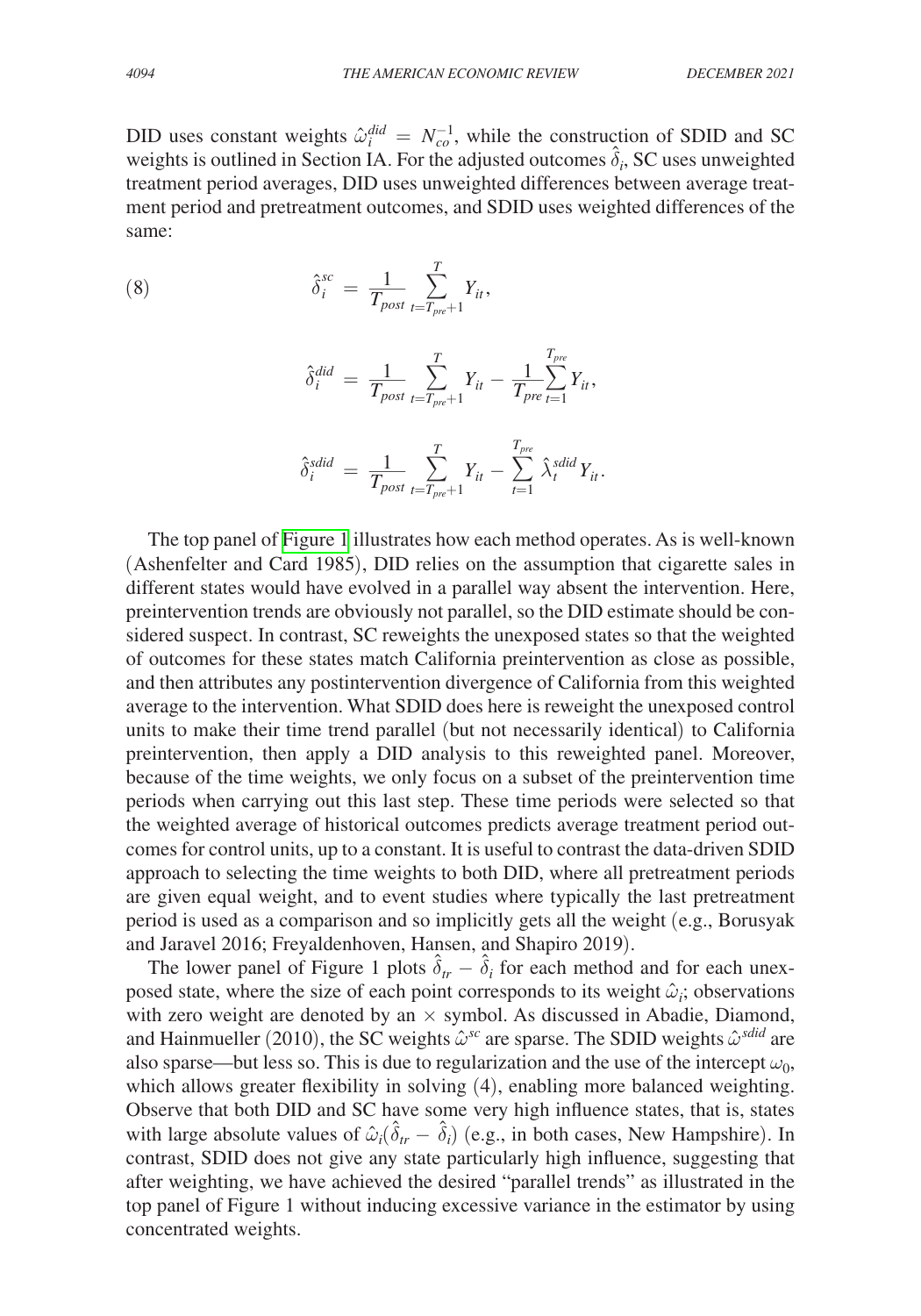DID uses constant weights $\hat{\omega}_i^{did} = N_{co}^{-1}$, while the construction of SDID and SC weights is outlined in Section IA. For the adjusted outcomes $\hat{\delta}_i$, SC uses unweighted treatment period averages, DID uses unweighted differences between average treatment period and pretreatment outcomes, and SDID uses weighted differences of the same:

$$
\hat{\delta}_i^{sc} = \frac{1}{T_{post}} \sum_{t=T_{pre}+1}^{T} Y_{it},
\tag{8}
$$

$$
\hat{\delta}_i^{did} = \frac{1}{T_{post}} \sum_{t=T_{pre}+1}^{T} Y_{it} - \frac{1}{T_{pre}} \sum_{t=1}^{T_{pre}} Y_{it},
$$

$$
\hat{\delta}_i^{sdid} = \frac{1}{T_{post}} \sum_{t=T_{pre}+1}^{T} Y_{it} - \sum_{t=1}^{T_{pre}} \hat{\lambda}_t^{sdid} Y_{it}.
$$

The top panel of Figure 1 illustrates how each method operates. As is well-known (Ashenfelter and Card 1985), DID relies on the assumption that cigarette sales in different states would have evolved in a parallel way absent the intervention. Here, preintervention trends are obviously not parallel, so the DID estimate should be considered suspect. In contrast, SC reweights the unexposed states so that the weighted of outcomes for these states match California preintervention as close as possible, and then attributes any postintervention divergence of California from this weighted average to the intervention. What SDID does here is reweight the unexposed control units to make their time trend parallel (but not necessarily identical) to California preintervention, then apply a DID analysis to this reweighted panel. Moreover, because of the time weights, we only focus on a subset of the preintervention time periods when carrying out this last step. These time periods were selected so that the weighted average of historical outcomes predicts average treatment period outcomes for control units, up to a constant. It is useful to contrast the data-driven SDID approach to selecting the time weights to both DID, where all pretreatment periods are given equal weight, and to event studies where typically the last pretreatment period is used as a comparison and so implicitly gets all the weight (e.g., Borusyak and Jaravel 2016; Freyaldenhoven, Hansen, and Shapiro 2019).

The lower panel of Figure 1 plots $\hat{\delta}_{tr} - \hat{\delta}_i$ for each method and for each unexposed state, where the size of each point corresponds to its weight $\hat{\omega}_i$; observations with zero weight are denoted by an $\times$ symbol. As discussed in Abadie, Diamond, and Hainmueller (2010), the SC weights $\hat{\omega}^{sc}$ are sparse. The SDID weights $\hat{\omega}^{sdid}$ are also sparse—but less so. This is due to regularization and the use of the intercept $\omega_0$, which allows greater flexibility in solving (4), enabling more balanced weighting. Observe that both DID and SC have some very high influence states, that is, states with large absolute values of $\hat{\omega}_i(\hat{\delta}_{tr} - \hat{\delta}_i)$ (e.g., in both cases, New Hampshire). In contrast, SDID does not give any state particularly high influence, suggesting that after weighting, we have achieved the desired "parallel trends" as illustrated in the top panel of Figure 1 without inducing excessive variance in the estimator by using concentrated weights.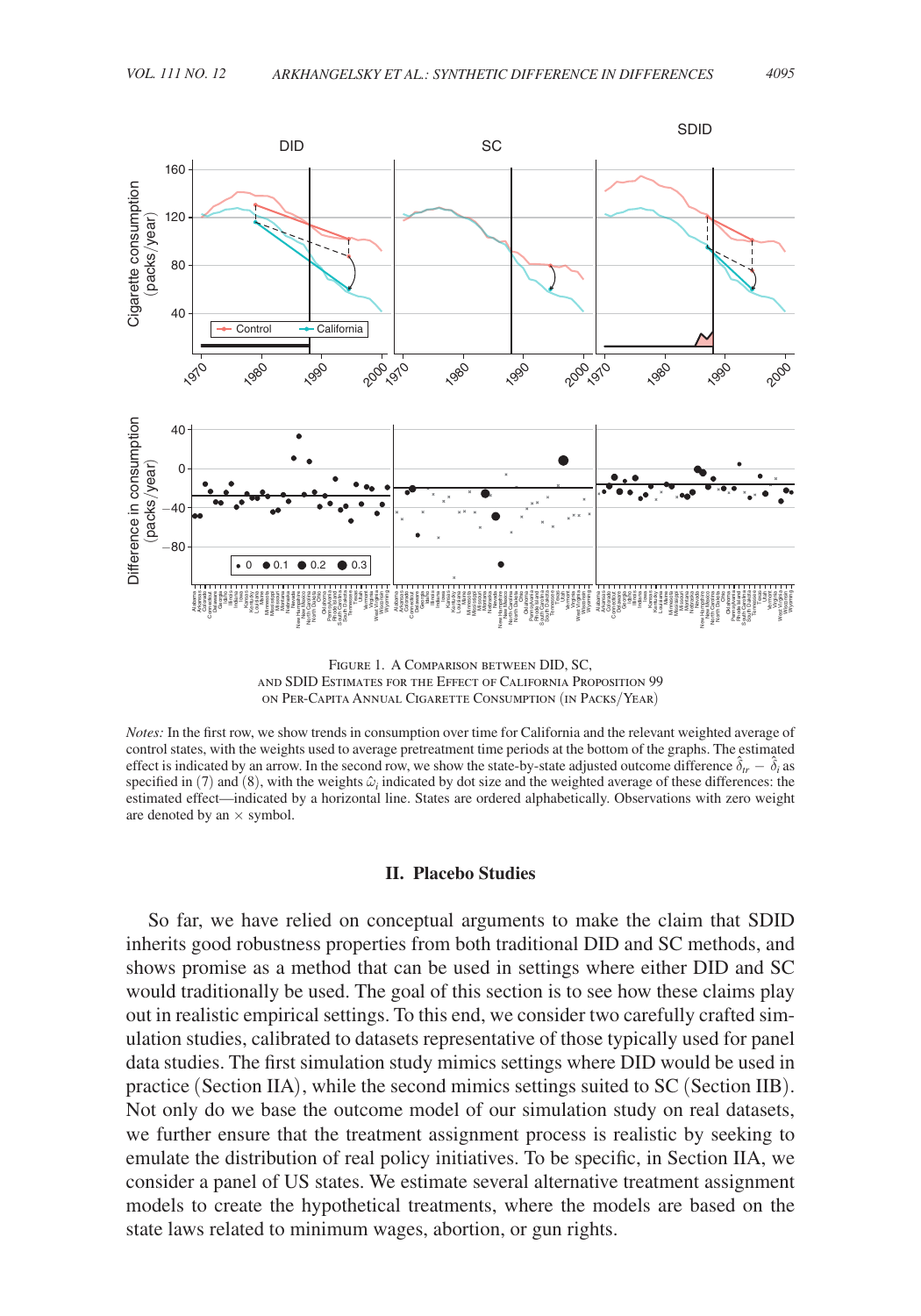Figure 1. A Comparison between DID, SC, and SDID Estimates for the Effect of California Proposition 99 on Per-Capita Annual Cigarette Consumption (in Packs/Year)

*Notes:* In the first row, we show trends in consumption over time for California and the relevant weighted average of control states, with the weights used to average pretreatment time periods at the bottom of the graphs. The estimated effect is indicated by an arrow. In the second row, we show the state-by-state adjusted outcome difference $\hat{\delta}_{tr} - \hat{\delta}_i$ as specified in (7) and (8), with the weights $\hat{\omega}_i$ indicated by dot size and the weighted average of these differences: the estimated effect—indicated by a horizontal line. States are ordered alphabetically. Observations with zero weight are denoted by an × symbol.

## II. Placebo Studies

So far, we have relied on conceptual arguments to make the claim that SDID inherits good robustness properties from both traditional DID and SC methods, and shows promise as a method that can be used in settings where either DID and SC would traditionally be used. The goal of this section is to see how these claims play out in realistic empirical settings. To this end, we consider two carefully crafted simulation studies, calibrated to datasets representative of those typically used for panel data studies. The first simulation study mimics settings where DID would be used in practice (Section IIA), while the second mimics settings suited to SC (Section IIB). Not only do we base the outcome model of our simulation study on real datasets, we further ensure that the treatment assignment process is realistic by seeking to emulate the distribution of real policy initiatives. To be specific, in Section IIA, we consider a panel of US states. We estimate several alternative treatment assignment models to create the hypothetical treatments, where the models are based on the state laws related to minimum wages, abortion, or gun rights.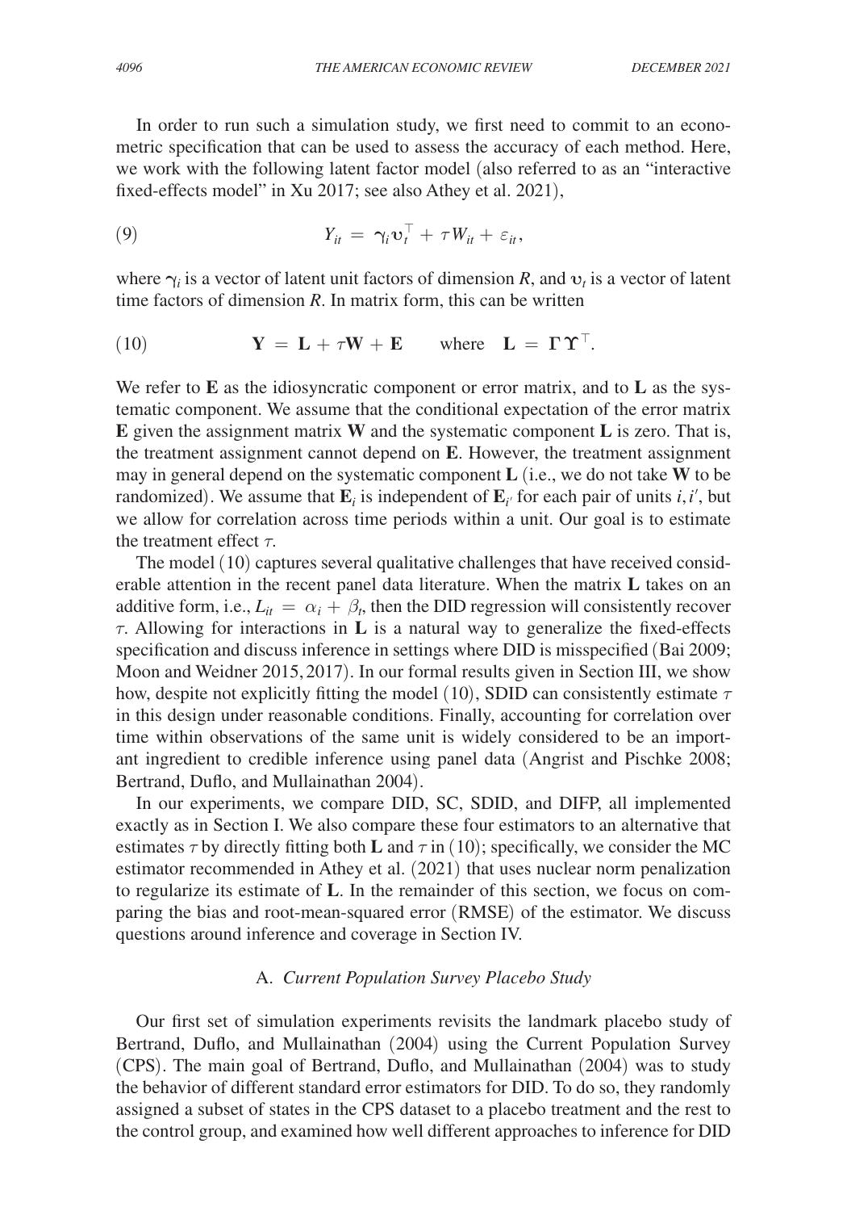In order to run such a simulation study, we first need to commit to an econometric specification that can be used to assess the accuracy of each method. Here, we work with the following latent factor model (also referred to as an "interactive fixed-effects model" in Xu 2017; see also Athey et al. 2021),

$$Y_{it} = \gamma_i \upsilon_t^\top + \tau W_{it} + \varepsilon_{it}, \tag{9}$$

where $\gamma_i$ is a vector of latent unit factors of dimension $R$, and $\upsilon_t$ is a vector of latent time factors of dimension $R$. In matrix form, this can be written

$$\mathbf{Y} = \mathbf{L} + \tau \mathbf{W} + \mathbf{E} \qquad \text{where} \quad \mathbf{L} = \mathbf{\Gamma} \mathbf{\Upsilon}^\top. \tag{10}$$

We refer to $\mathbf{E}$ as the idiosyncratic component or error matrix, and to $\mathbf{L}$ as the systematic component. We assume that the conditional expectation of the error matrix $\mathbf{E}$ given the assignment matrix $\mathbf{W}$ and the systematic component $\mathbf{L}$ is zero. That is, the treatment assignment cannot depend on $\mathbf{E}$. However, the treatment assignment may in general depend on the systematic component $\mathbf{L}$ (i.e., we do not take $\mathbf{W}$ to be randomized). We assume that $\mathbf{E}_i$ is independent of $\mathbf{E}_{i'}$ for each pair of units $i, i'$, but we allow for correlation across time periods within a unit. Our goal is to estimate the treatment effect $\tau$.

The model (10) captures several qualitative challenges that have received considerable attention in the recent panel data literature. When the matrix $\mathbf{L}$ takes on an additive form, i.e., $L_{it} = \alpha_i + \beta_t$, then the DID regression will consistently recover $\tau$. Allowing for interactions in $\mathbf{L}$ is a natural way to generalize the fixed-effects specification and discuss inference in settings where DID is misspecified (Bai 2009; Moon and Weidner 2015, 2017). In our formal results given in Section III, we show how, despite not explicitly fitting the model (10), SDID can consistently estimate $\tau$ in this design under reasonable conditions. Finally, accounting for correlation over time within observations of the same unit is widely considered to be an important ingredient to credible inference using panel data (Angrist and Pischke 2008; Bertrand, Duflo, and Mullainathan 2004).

In our experiments, we compare DID, SC, SDID, and DIFP, all implemented exactly as in Section I. We also compare these four estimators to an alternative that estimates $\tau$ by directly fitting both $\mathbf{L}$ and $\tau$ in (10); specifically, we consider the MC estimator recommended in Athey et al. (2021) that uses nuclear norm penalization to regularize its estimate of $\mathbf{L}$. In the remainder of this section, we focus on comparing the bias and root-mean-squared error (RMSE) of the estimator. We discuss questions around inference and coverage in Section IV.

### A. *Current Population Survey Placebo Study*

Our first set of simulation experiments revisits the landmark placebo study of Bertrand, Duflo, and Mullainathan (2004) using the Current Population Survey (CPS). The main goal of Bertrand, Duflo, and Mullainathan (2004) was to study the behavior of different standard error estimators for DID. To do so, they randomly assigned a subset of states in the CPS dataset to a placebo treatment and the rest to the control group, and examined how well different approaches to inference for DID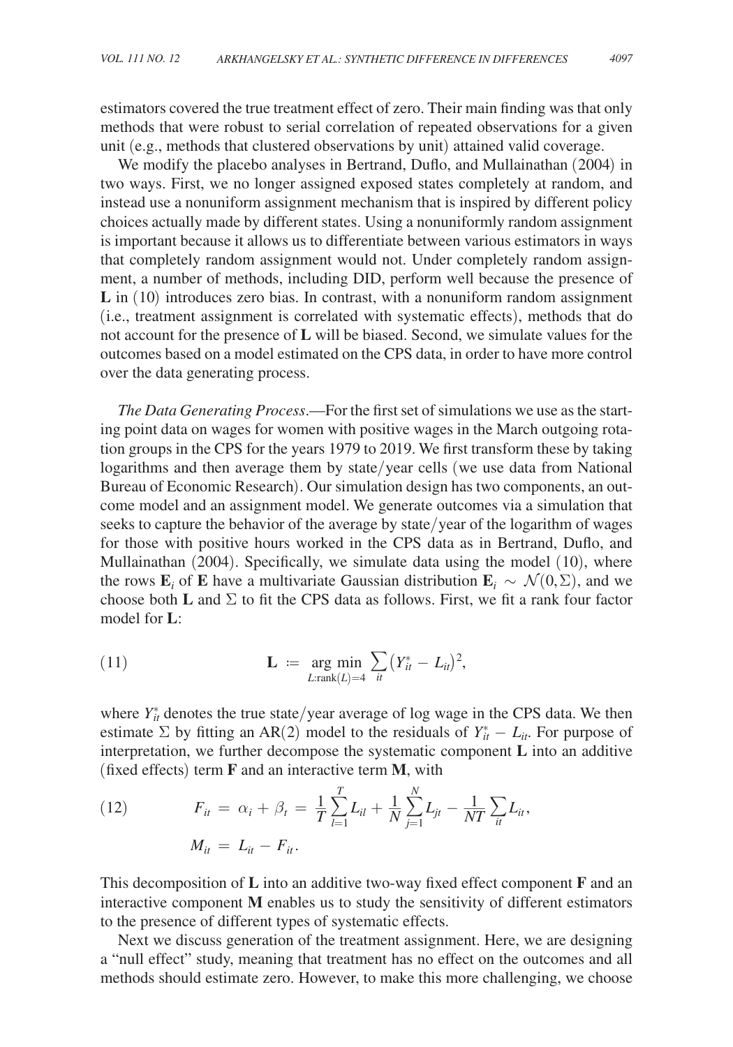estimators covered the true treatment effect of zero. Their main finding was that only methods that were robust to serial correlation of repeated observations for a given unit (e.g., methods that clustered observations by unit) attained valid coverage.

We modify the placebo analyses in Bertrand, Duflo, and Mullainathan (2004) in two ways. First, we no longer assigned exposed states completely at random, and instead use a nonuniform assignment mechanism that is inspired by different policy choices actually made by different states. Using a nonuniformly random assignment is important because it allows us to differentiate between various estimators in ways that completely random assignment would not. Under completely random assignment, a number of methods, including DID, perform well because the presence of $\mathbf{L}$ in (10) introduces zero bias. In contrast, with a nonuniform random assignment (i.e., treatment assignment is correlated with systematic effects), methods that do not account for the presence of $\mathbf{L}$ will be biased. Second, we simulate values for the outcomes based on a model estimated on the CPS data, in order to have more control over the data generating process.

*The Data Generating Process*.—For the first set of simulations we use as the starting point data on wages for women with positive wages in the March outgoing rotation groups in the CPS for the years 1979 to 2019. We first transform these by taking logarithms and then average them by state/year cells (we use data from National Bureau of Economic Research). Our simulation design has two components, an outcome model and an assignment model. We generate outcomes via a simulation that seeks to capture the behavior of the average by state/year of the logarithm of wages for those with positive hours worked in the CPS data as in Bertrand, Duflo, and Mullainathan (2004). Specifically, we simulate data using the model (10), where the rows $\mathbf{E}_i$ of $\mathbf{E}$ have a multivariate Gaussian distribution $\mathbf{E}_i \sim \mathcal{N}(0, \Sigma)$, and we choose both $\mathbf{L}$ and $\Sigma$ to fit the CPS data as follows. First, we fit a rank four factor model for $\mathbf{L}$:

$$
\mathbf{L} \coloneqq \underset{L:\mathrm{rank}(L)=4}{\arg\min} \sum_{it} \left(Y_{it}^{*} - L_{it}\right)^2, \tag{11}
$$

where $Y_{it}^{*}$ denotes the true state/year average of log wage in the CPS data. We then estimate $\Sigma$ by fitting an AR(2) model to the residuals of $Y_{it}^{*} - L_{it}$. For purpose of interpretation, we further decompose the systematic component $\mathbf{L}$ into an additive (fixed effects) term $\mathbf{F}$ and an interactive term $\mathbf{M}$, with

$$
\begin{aligned}
F_{it} &= \alpha_i + \beta_t = \frac{1}{T}\sum_{l=1}^{T} L_{il} + \frac{1}{N}\sum_{j=1}^{N} L_{jt} - \frac{1}{NT}\sum_{it} L_{it}, \\
M_{it} &= L_{it} - F_{it}.
\end{aligned} \tag{12}
$$

This decomposition of $\mathbf{L}$ into an additive two-way fixed effect component $\mathbf{F}$ and an interactive component $\mathbf{M}$ enables us to study the sensitivity of different estimators to the presence of different types of systematic effects.

Next we discuss generation of the treatment assignment. Here, we are designing a "null effect" study, meaning that treatment has no effect on the outcomes and all methods should estimate zero. However, to make this more challenging, we choose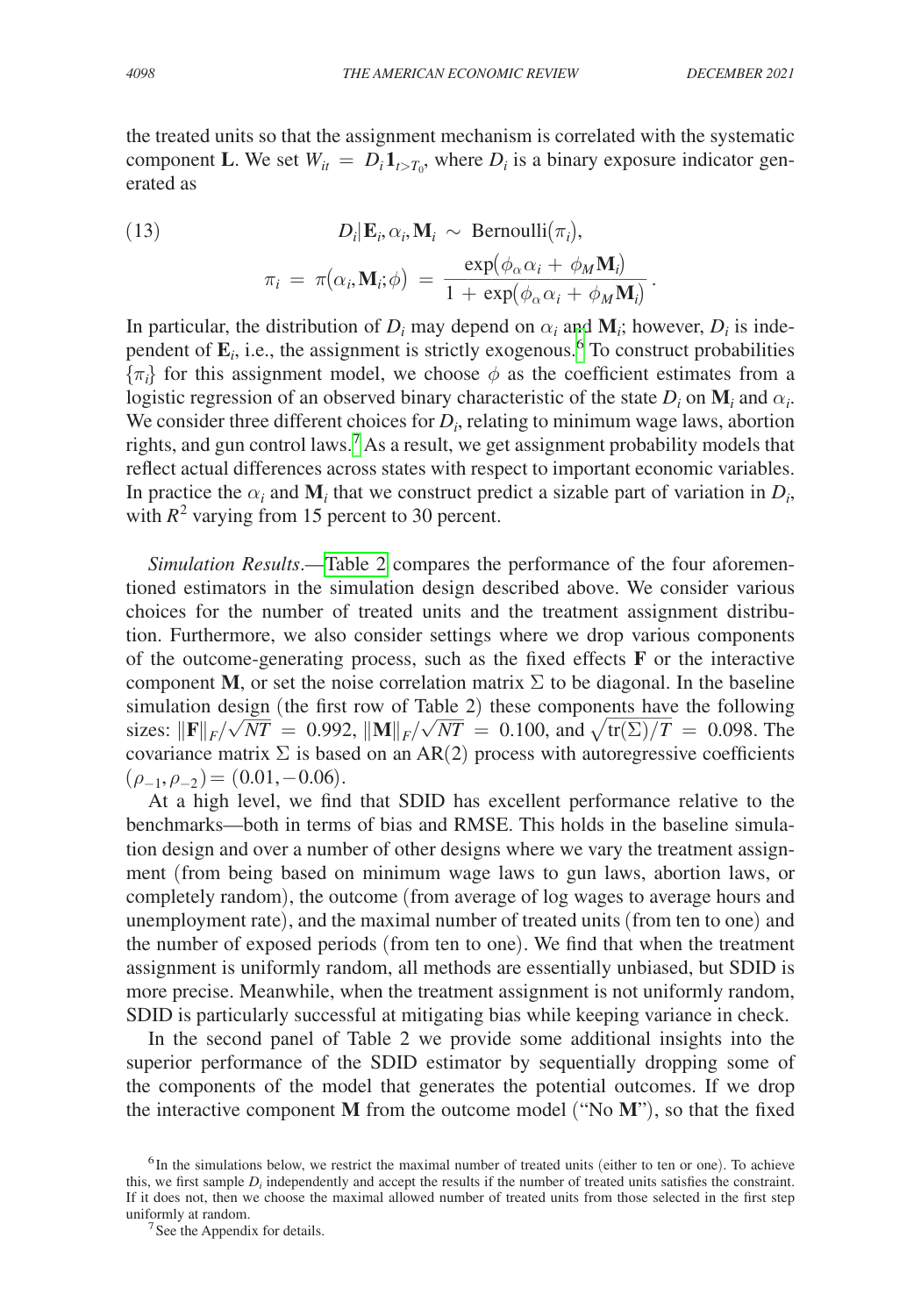the treated units so that the assignment mechanism is correlated with the systematic component $\mathbf{L}$. We set $W_{it} = D_i \mathbf{1}_{t > T_0}$, where $D_i$ is a binary exposure indicator generated as

$$
(13) \qquad D_i | \mathbf{E}_i, \alpha_i, \mathbf{M}_i \sim \text{Bernoulli}(\pi_i),
$$

$$
\pi_i = \pi(\alpha_i, \mathbf{M}_i; \phi) = \frac{\exp(\phi_\alpha \alpha_i + \phi_M \mathbf{M}_i)}{1 + \exp(\phi_\alpha \alpha_i + \phi_M \mathbf{M}_i)}.
$$

In particular, the distribution of $D_i$ may depend on $\alpha_i$ and $\mathbf{M}_i$; however, $D_i$ is independent of $\mathbf{E}_i$, i.e., the assignment is strictly exogenous.[6] To construct probabilities $\{\pi_i\}$ for this assignment model, we choose $\phi$ as the coefficient estimates from a logistic regression of an observed binary characteristic of the state $D_i$ on $\mathbf{M}_i$ and $\alpha_i$. We consider three different choices for $D_i$, relating to minimum wage laws, abortion rights, and gun control laws.[7] As a result, we get assignment probability models that reflect actual differences across states with respect to important economic variables. In practice the $\alpha_i$ and $\mathbf{M}_i$ that we construct predict a sizable part of variation in $D_i$, with $R^2$ varying from 15 percent to 30 percent.

*Simulation Results*.—Table 2 compares the performance of the four aforementioned estimators in the simulation design described above. We consider various choices for the number of treated units and the treatment assignment distribution. Furthermore, we also consider settings where we drop various components of the outcome-generating process, such as the fixed effects $\mathbf{F}$ or the interactive component $\mathbf{M}$, or set the noise correlation matrix $\Sigma$ to be diagonal. In the baseline simulation design (the first row of Table 2) these components have the following sizes: $\|\mathbf{F}\|_F/\sqrt{NT} = 0.992$, $\|\mathbf{M}\|_F/\sqrt{NT} = 0.100$, and $\sqrt{\text{tr}(\Sigma)/T} = 0.098$. The covariance matrix $\Sigma$ is based on an AR(2) process with autoregressive coefficients $(\rho_{-1}, \rho_{-2}) = (0.01, -0.06)$.

At a high level, we find that SDID has excellent performance relative to the benchmarks—both in terms of bias and RMSE. This holds in the baseline simulation design and over a number of other designs where we vary the treatment assignment (from being based on minimum wage laws to gun laws, abortion laws, or completely random), the outcome (from average of log wages to average hours and unemployment rate), and the maximal number of treated units (from ten to one) and the number of exposed periods (from ten to one). We find that when the treatment assignment is uniformly random, all methods are essentially unbiased, but SDID is more precise. Meanwhile, when the treatment assignment is not uniformly random, SDID is particularly successful at mitigating bias while keeping variance in check.

In the second panel of Table 2 we provide some additional insights into the superior performance of the SDID estimator by sequentially dropping some of the components of the model that generates the potential outcomes. If we drop the interactive component $\mathbf{M}$ from the outcome model ("No $\mathbf{M}$"), so that the fixed

[6] In the simulations below, we restrict the maximal number of treated units (either to ten or one). To achieve this, we first sample $D_i$ independently and accept the results if the number of treated units satisfies the constraint. If it does not, then we choose the maximal allowed number of treated units from those selected in the first step uniformly at random.

[7] See the Appendix for details.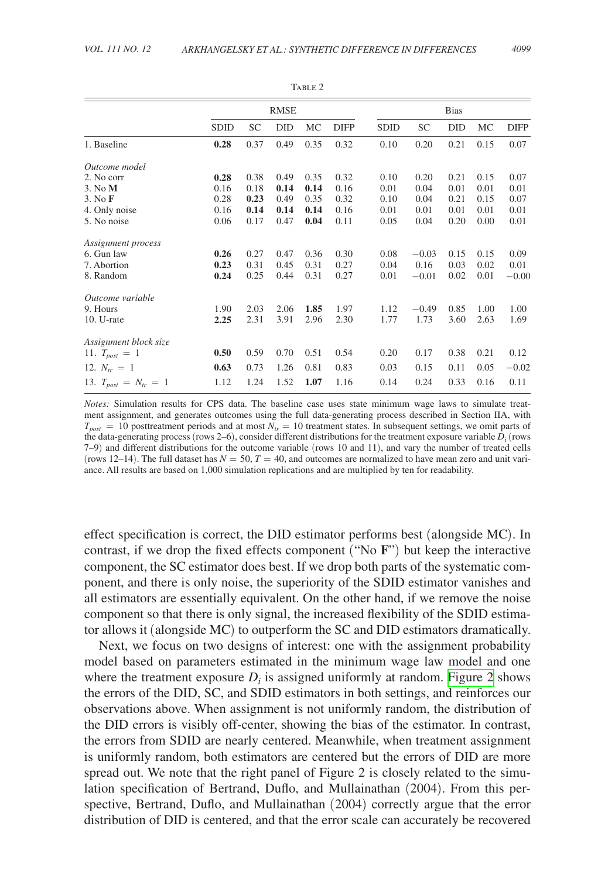Table 2

| | RMSE | | | | | Bias | | | | |
|---|---|---|---|---|---|---|---|---|---|---|
| | SDID | SC | DID | MC | DIFP | SDID | SC | DID | MC | DIFP |
| 1. Baseline | **0.28** | 0.37 | 0.49 | 0.35 | 0.32 | 0.10 | 0.20 | 0.21 | 0.15 | 0.07 |
| *Outcome model* | | | | | | | | | | |
| 2. No corr | **0.28** | 0.38 | 0.49 | 0.35 | 0.32 | 0.10 | 0.20 | 0.21 | 0.15 | 0.07 |
| 3. No **M** | 0.16 | 0.18 | **0.14** | **0.14** | 0.16 | 0.01 | 0.04 | 0.01 | 0.01 | 0.01 |
| 3. No **F** | 0.28 | **0.23** | 0.49 | 0.35 | 0.32 | 0.10 | 0.04 | 0.21 | 0.15 | 0.07 |
| 4. Only noise | 0.16 | **0.14** | **0.14** | **0.14** | 0.16 | 0.01 | 0.01 | 0.01 | 0.01 | 0.01 |
| 5. No noise | 0.06 | 0.17 | 0.47 | **0.04** | 0.11 | 0.05 | 0.04 | 0.20 | 0.00 | 0.01 |
| *Assignment process* | | | | | | | | | | |
| 6. Gun law | **0.26** | 0.27 | 0.47 | 0.36 | 0.30 | 0.08 | −0.03 | 0.15 | 0.15 | 0.09 |
| 7. Abortion | **0.23** | 0.31 | 0.45 | 0.31 | 0.27 | 0.04 | 0.16 | 0.03 | 0.02 | 0.01 |
| 8. Random | **0.24** | 0.25 | 0.44 | 0.31 | 0.27 | 0.01 | −0.01 | 0.02 | 0.01 | −0.00 |
| *Outcome variable* | | | | | | | | | | |
| 9. Hours | 1.90 | 2.03 | 2.06 | **1.85** | 1.97 | 1.12 | −0.49 | 0.85 | 1.00 | 1.00 |
| 10. U-rate | **2.25** | 2.31 | 3.91 | 2.96 | 2.30 | 1.77 | 1.73 | 3.60 | 2.63 | 1.69 |
| *Assignment block size* | | | | | | | | | | |
| 11. $T_{post} = 1$ | **0.50** | 0.59 | 0.70 | 0.51 | 0.54 | 0.20 | 0.17 | 0.38 | 0.21 | 0.12 |
| 12. $N_{tr} = 1$ | **0.63** | 0.73 | 1.26 | 0.81 | 0.83 | 0.03 | 0.15 | 0.11 | 0.05 | −0.02 |
| 13. $T_{post} = N_{tr} = 1$ | 1.12 | 1.24 | 1.52 | **1.07** | 1.16 | 0.14 | 0.24 | 0.33 | 0.16 | 0.11 |

*Notes:* Simulation results for CPS data. The baseline case uses state minimum wage laws to simulate treatment assignment, and generates outcomes using the full data-generating process described in Section IIA, with $T_{post} = 10$ posttreatment periods and at most $N_{tr} = 10$ treatment states. In subsequent settings, we omit parts of the data-generating process (rows 2–6), consider different distributions for the treatment exposure variable $D_i$ (rows 7–9) and different distributions for the outcome variable (rows 10 and 11), and vary the number of treated cells (rows 12–14). The full dataset has $N = 50$, $T = 40$, and outcomes are normalized to have mean zero and unit variance. All results are based on 1,000 simulation replications and are multiplied by ten for readability.

effect specification is correct, the DID estimator performs best (alongside MC). In contrast, if we drop the fixed effects component ("No **F**") but keep the interactive component, the SC estimator does best. If we drop both parts of the systematic component, and there is only noise, the superiority of the SDID estimator vanishes and all estimators are essentially equivalent. On the other hand, if we remove the noise component so that there is only signal, the increased flexibility of the SDID estimator allows it (alongside MC) to outperform the SC and DID estimators dramatically.

Next, we focus on two designs of interest: one with the assignment probability model based on parameters estimated in the minimum wage law model and one where the treatment exposure $D_i$ is assigned uniformly at random. Figure 2 shows the errors of the DID, SC, and SDID estimators in both settings, and reinforces our observations above. When assignment is not uniformly random, the distribution of the DID errors is visibly off-center, showing the bias of the estimator. In contrast, the errors from SDID are nearly centered. Meanwhile, when treatment assignment is uniformly random, both estimators are centered but the errors of DID are more spread out. We note that the right panel of Figure 2 is closely related to the simulation specification of Bertrand, Duflo, and Mullainathan (2004). From this perspective, Bertrand, Duflo, and Mullainathan (2004) correctly argue that the error distribution of DID is centered, and that the error scale can accurately be recovered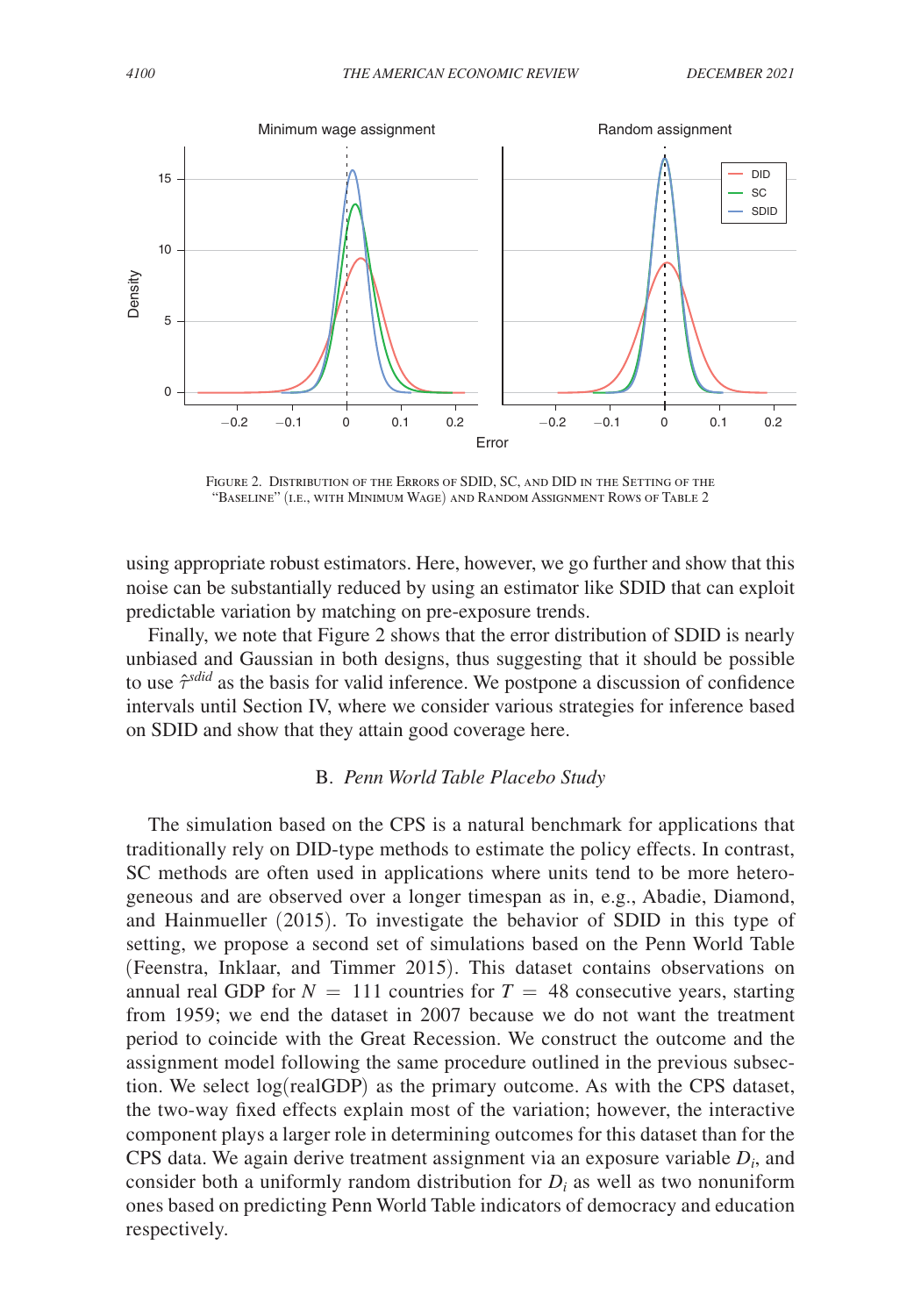Figure 2. Distribution of the Errors of SDID, SC, and DID in the Setting of the "Baseline" (i.e., with Minimum Wage) and Random Assignment Rows of Table 2

using appropriate robust estimators. Here, however, we go further and show that this noise can be substantially reduced by using an estimator like SDID that can exploit predictable variation by matching on pre-exposure trends.

Finally, we note that Figure 2 shows that the error distribution of SDID is nearly unbiased and Gaussian in both designs, thus suggesting that it should be possible to use $\hat{\tau}^{sdid}$ as the basis for valid inference. We postpone a discussion of confidence intervals until Section IV, where we consider various strategies for inference based on SDID and show that they attain good coverage here.

### B. *Penn World Table Placebo Study*

The simulation based on the CPS is a natural benchmark for applications that traditionally rely on DID-type methods to estimate the policy effects. In contrast, SC methods are often used in applications where units tend to be more heterogeneous and are observed over a longer timespan as in, e.g., Abadie, Diamond, and Hainmueller (2015). To investigate the behavior of SDID in this type of setting, we propose a second set of simulations based on the Penn World Table (Feenstra, Inklaar, and Timmer 2015). This dataset contains observations on annual real GDP for $N = 111$ countries for $T = 48$ consecutive years, starting from 1959; we end the dataset in 2007 because we do not want the treatment period to coincide with the Great Recession. We construct the outcome and the assignment model following the same procedure outlined in the previous subsection. We select log(realGDP) as the primary outcome. As with the CPS dataset, the two-way fixed effects explain most of the variation; however, the interactive component plays a larger role in determining outcomes for this dataset than for the CPS data. We again derive treatment assignment via an exposure variable $D_i$, and consider both a uniformly random distribution for $D_i$ as well as two nonuniform ones based on predicting Penn World Table indicators of democracy and education respectively.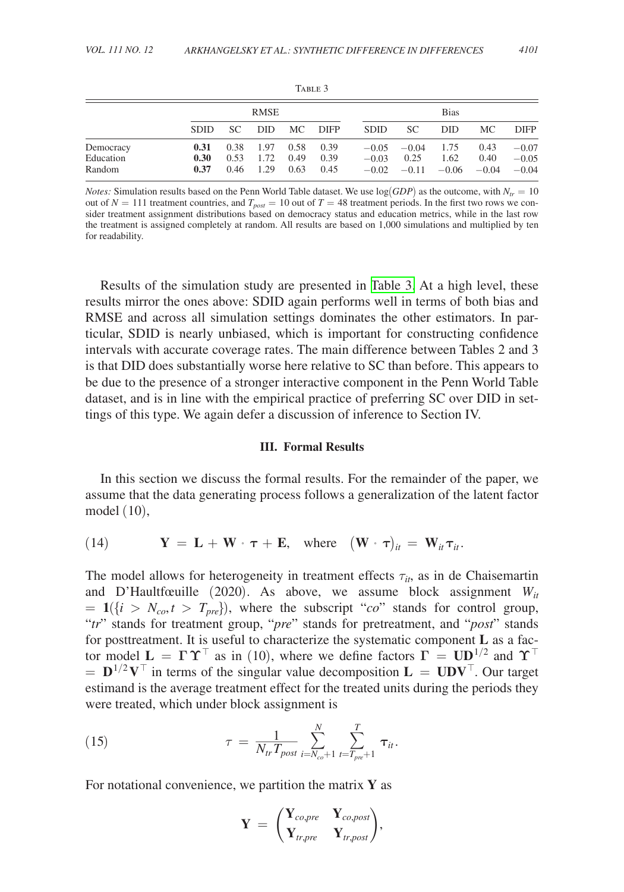Table 3

| | RMSE | | | | | Bias | | | | |
|---|---|---|---|---|---|---|---|---|---|---|
| | SDID | SC | DID | MC | DIFP | SDID | SC | DID | MC | DIFP |
| Democracy | **0.31** | 0.38 | 1.97 | 0.58 | 0.39 | −0.05 | −0.04 | 1.75 | 0.43 | −0.07 |
| Education | **0.30** | 0.53 | 1.72 | 0.49 | 0.39 | −0.03 | 0.25 | 1.62 | 0.40 | −0.05 |
| Random | **0.37** | 0.46 | 1.29 | 0.63 | 0.45 | −0.02 | −0.11 | −0.06 | −0.04 | −0.04 |

*Notes:* Simulation results based on the Penn World Table dataset. We use $\log(GDP)$ as the outcome, with $N_{tr} = 10$ out of $N = 111$ treatment countries, and $T_{post} = 10$ out of $T = 48$ treatment periods. In the first two rows we consider treatment assignment distributions based on democracy status and education metrics, while in the last row the treatment is assigned completely at random. All results are based on 1,000 simulations and multiplied by ten for readability.

Results of the simulation study are presented in Table 3. At a high level, these results mirror the ones above: SDID again performs well in terms of both bias and RMSE and across all simulation settings dominates the other estimators. In particular, SDID is nearly unbiased, which is important for constructing confidence intervals with accurate coverage rates. The main difference between Tables 2 and 3 is that DID does substantially worse here relative to SC than before. This appears to be due to the presence of a stronger interactive component in the Penn World Table dataset, and is in line with the empirical practice of preferring SC over DID in settings of this type. We again defer a discussion of inference to Section IV.

## III. Formal Results

In this section we discuss the formal results. For the remainder of the paper, we assume that the data generating process follows a generalization of the latent factor model (10),

$$\text{(14)} \qquad \mathbf{Y} = \mathbf{L} + \mathbf{W} \circ \boldsymbol{\tau} + \mathbf{E}, \quad \text{where} \quad (\mathbf{W} \circ \boldsymbol{\tau})_{it} = \mathbf{W}_{it} \boldsymbol{\tau}_{it}.$$

The model allows for heterogeneity in treatment effects $\tau_{it}$, as in de Chaisemartin and D'Haultfœuille (2020). As above, we assume block assignment $W_{it} = \mathbf{1}(\{i > N_{co}, t > T_{pre}\})$, where the subscript "*co*" stands for control group, "*tr*" stands for treatment group, "*pre*" stands for pretreatment, and "*post*" stands for posttreatment. It is useful to characterize the systematic component $\mathbf{L}$ as a factor model $\mathbf{L} = \boldsymbol{\Gamma} \boldsymbol{\Upsilon}^{\top}$ as in (10), where we define factors $\boldsymbol{\Gamma} = \mathbf{U}\mathbf{D}^{1/2}$ and $\boldsymbol{\Upsilon}^{\top} = \mathbf{D}^{1/2}\mathbf{V}^{\top}$ in terms of the singular value decomposition $\mathbf{L} = \mathbf{U}\mathbf{D}\mathbf{V}^{\top}$. Our target estimand is the average treatment effect for the treated units during the periods they were treated, which under block assignment is

$$\text{(15)} \qquad \tau = \frac{1}{N_{tr} T_{post}} \sum_{i=N_{co}+1}^{N} \sum_{t=T_{pre}+1}^{T} \boldsymbol{\tau}_{it}.$$

For notational convenience, we partition the matrix $\mathbf{Y}$ as

$$\mathbf{Y} = \begin{pmatrix} \mathbf{Y}_{co,pre} & \mathbf{Y}_{co,post} \\ \mathbf{Y}_{tr,pre} & \mathbf{Y}_{tr,post} \end{pmatrix},$$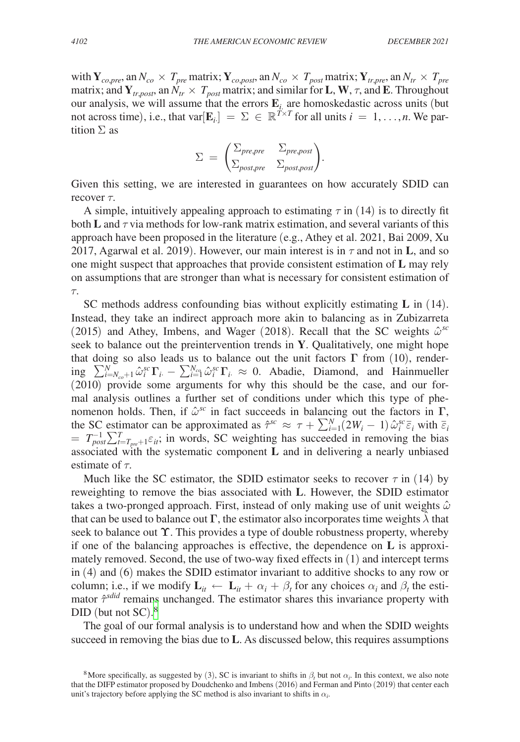with $\mathbf{Y}_{co,pre}$, an $N_{co} \times T_{pre}$ matrix; $\mathbf{Y}_{co,post}$, an $N_{co} \times T_{post}$ matrix; $\mathbf{Y}_{tr,pre}$, an $N_{tr} \times T_{pre}$ matrix; and $\mathbf{Y}_{tr,post}$, an $N_{tr} \times T_{post}$ matrix; and similar for $\mathbf{L}$, $\mathbf{W}$, $\tau$, and $\mathbf{E}$. Throughout our analysis, we will assume that the errors $\mathbf{E}_{i.}$ are homoskedastic across units (but not across time), i.e., that $\text{var}[\mathbf{E}_{i.}] = \Sigma \in \mathbb{R}^{T \times T}$ for all units $i = 1, \ldots, n$. We partition $\Sigma$ as

$$\Sigma = \begin{pmatrix} \Sigma_{pre,pre} & \Sigma_{pre,post} \\ \Sigma_{post,pre} & \Sigma_{post,post} \end{pmatrix}.$$

Given this setting, we are interested in guarantees on how accurately SDID can recover $\tau$.

A simple, intuitively appealing approach to estimating $\tau$ in (14) is to directly fit both $\mathbf{L}$ and $\tau$ via methods for low-rank matrix estimation, and several variants of this approach have been proposed in the literature (e.g., Athey et al. 2021, Bai 2009, Xu 2017, Agarwal et al. 2019). However, our main interest is in $\tau$ and not in $\mathbf{L}$, and so one might suspect that approaches that provide consistent estimation of $\mathbf{L}$ may rely on assumptions that are stronger than what is necessary for consistent estimation of $\tau$.

SC methods address confounding bias without explicitly estimating $\mathbf{L}$ in (14). Instead, they take an indirect approach more akin to balancing as in Zubizarreta (2015) and Athey, Imbens, and Wager (2018). Recall that the SC weights $\hat{\omega}^{sc}$ seek to balance out the preintervention trends in $\mathbf{Y}$. Qualitatively, one might hope that doing so also leads us to balance out the unit factors $\mathbf{\Gamma}$ from (10), rendering $\sum_{i=N_{co}+1}^{N} \hat{\omega}_i^{sc} \mathbf{\Gamma}_{i.} - \sum_{i=1}^{N_{co}} \hat{\omega}_i^{sc} \mathbf{\Gamma}_{i.} \approx 0$. Abadie, Diamond, and Hainmueller (2010) provide some arguments for why this should be the case, and our formal analysis outlines a further set of conditions under which this type of phenomenon holds. Then, if $\hat{\omega}^{sc}$ in fact succeeds in balancing out the factors in $\mathbf{\Gamma}$, the SC estimator can be approximated as $\hat{\tau}^{sc} \approx \tau + \sum_{i=1}^{N} (2W_i - 1) \hat{\omega}_i^{sc} \bar{\varepsilon}_i$ with $\bar{\varepsilon}_i = T_{post}^{-1} \sum_{t=T_{pre}+1}^{T} \varepsilon_{it}$; in words, SC weighting has succeeded in removing the bias associated with the systematic component $\mathbf{L}$ and in delivering a nearly unbiased estimate of $\tau$.

Much like the SC estimator, the SDID estimator seeks to recover $\tau$ in (14) by reweighting to remove the bias associated with $\mathbf{L}$. However, the SDID estimator takes a two-pronged approach. First, instead of only making use of unit weights $\hat{\omega}$ that can be used to balance out $\mathbf{\Gamma}$, the estimator also incorporates time weights $\hat{\lambda}$ that seek to balance out $\mathbf{\Upsilon}$. This provides a type of double robustness property, whereby if one of the balancing approaches is effective, the dependence on $\mathbf{L}$ is approximately removed. Second, the use of two-way fixed effects in (1) and intercept terms in (4) and (6) makes the SDID estimator invariant to additive shocks to any row or column; i.e., if we modify $\mathbf{L}_{it} \leftarrow \mathbf{L}_{it} + \alpha_i + \beta_t$ for any choices $\alpha_i$ and $\beta_t$ the estimator $\hat{\tau}^{sdid}$ remains unchanged. The estimator shares this invariance property with DID (but not SC).[8]

The goal of our formal analysis is to understand how and when the SDID weights succeed in removing the bias due to $\mathbf{L}$. As discussed below, this requires assumptions

[8] More specifically, as suggested by (3), SC is invariant to shifts in $\beta_t$ but not $\alpha_i$. In this context, we also note that the DIFP estimator proposed by Doudchenko and Imbens (2016) and Ferman and Pinto (2019) that center each unit's trajectory before applying the SC method is also invariant to shifts in $\alpha_i$.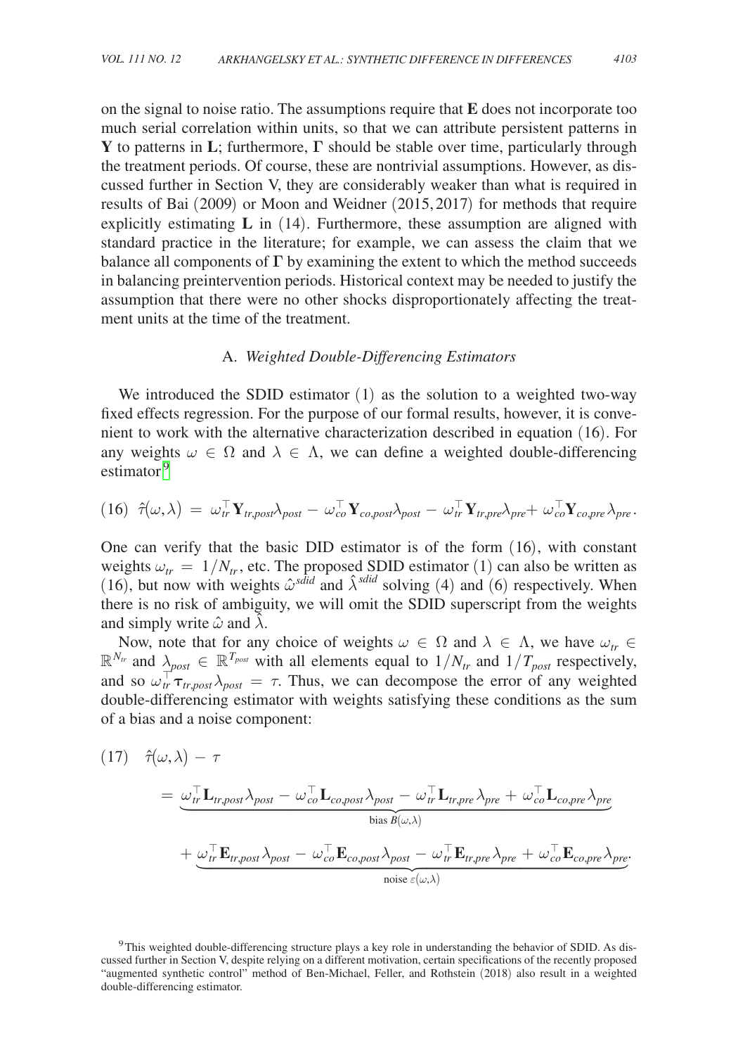on the signal to noise ratio. The assumptions require that $\mathbf{E}$ does not incorporate too much serial correlation within units, so that we can attribute persistent patterns in $\mathbf{Y}$ to patterns in $\mathbf{L}$; furthermore, $\boldsymbol{\Gamma}$ should be stable over time, particularly through the treatment periods. Of course, these are nontrivial assumptions. However, as discussed further in Section V, they are considerably weaker than what is required in results of Bai (2009) or Moon and Weidner (2015, 2017) for methods that require explicitly estimating $\mathbf{L}$ in (14). Furthermore, these assumption are aligned with standard practice in the literature; for example, we can assess the claim that we balance all components of $\boldsymbol{\Gamma}$ by examining the extent to which the method succeeds in balancing preintervention periods. Historical context may be needed to justify the assumption that there were no other shocks disproportionately affecting the treatment units at the time of the treatment.

### A. *Weighted Double-Differencing Estimators*

We introduced the SDID estimator (1) as the solution to a weighted two-way fixed effects regression. For the purpose of our formal results, however, it is convenient to work with the alternative characterization described in equation (16). For any weights $\omega \in \Omega$ and $\lambda \in \Lambda$, we can define a weighted double-differencing estimator[9]

$$(16)\quad \hat{\tau}(\omega, \lambda) = \omega_{tr}^{\top} \mathbf{Y}_{tr,post} \lambda_{post} - \omega_{co}^{\top} \mathbf{Y}_{co,post} \lambda_{post} - \omega_{tr}^{\top} \mathbf{Y}_{tr,pre} \lambda_{pre} + \omega_{co}^{\top} \mathbf{Y}_{co,pre} \lambda_{pre}.$$

One can verify that the basic DID estimator is of the form (16), with constant weights $\omega_{tr} = 1/N_{tr}$, etc. The proposed SDID estimator (1) can also be written as (16), but now with weights $\hat{\omega}^{sdid}$ and $\hat{\lambda}^{sdid}$ solving (4) and (6) respectively. When there is no risk of ambiguity, we will omit the SDID superscript from the weights and simply write $\hat{\omega}$ and $\hat{\lambda}$.

Now, note that for any choice of weights $\omega \in \Omega$ and $\lambda \in \Lambda$, we have $\omega_{tr} \in \mathbb{R}^{N_{tr}}$ and $\lambda_{post} \in \mathbb{R}^{T_{post}}$ with all elements equal to $1/N_{tr}$ and $1/T_{post}$ respectively, and so $\omega_{tr}^{\top} \boldsymbol{\tau}_{tr,post} \lambda_{post} = \tau$. Thus, we can decompose the error of any weighted double-differencing estimator with weights satisfying these conditions as the sum of a bias and a noise component:

$$(17)\quad \hat{\tau}(\omega, \lambda) - \tau$$
$$= \underbrace{\omega_{tr}^{\top} \mathbf{L}_{tr,post} \lambda_{post} - \omega_{co}^{\top} \mathbf{L}_{co,post} \lambda_{post} - \omega_{tr}^{\top} \mathbf{L}_{tr,pre} \lambda_{pre} + \omega_{co}^{\top} \mathbf{L}_{co,pre} \lambda_{pre}}_{\text{bias } B(\omega,\lambda)}$$
$$+ \underbrace{\omega_{tr}^{\top} \mathbf{E}_{tr,post} \lambda_{post} - \omega_{co}^{\top} \mathbf{E}_{co,post} \lambda_{post} - \omega_{tr}^{\top} \mathbf{E}_{tr,pre} \lambda_{pre} + \omega_{co}^{\top} \mathbf{E}_{co,pre} \lambda_{pre}}_{\text{noise } \varepsilon(\omega,\lambda)}.$$

[9] This weighted double-differencing structure plays a key role in understanding the behavior of SDID. As discussed further in Section V, despite relying on a different motivation, certain specifications of the recently proposed "augmented synthetic control" method of Ben-Michael, Feller, and Rothstein (2018) also result in a weighted double-differencing estimator.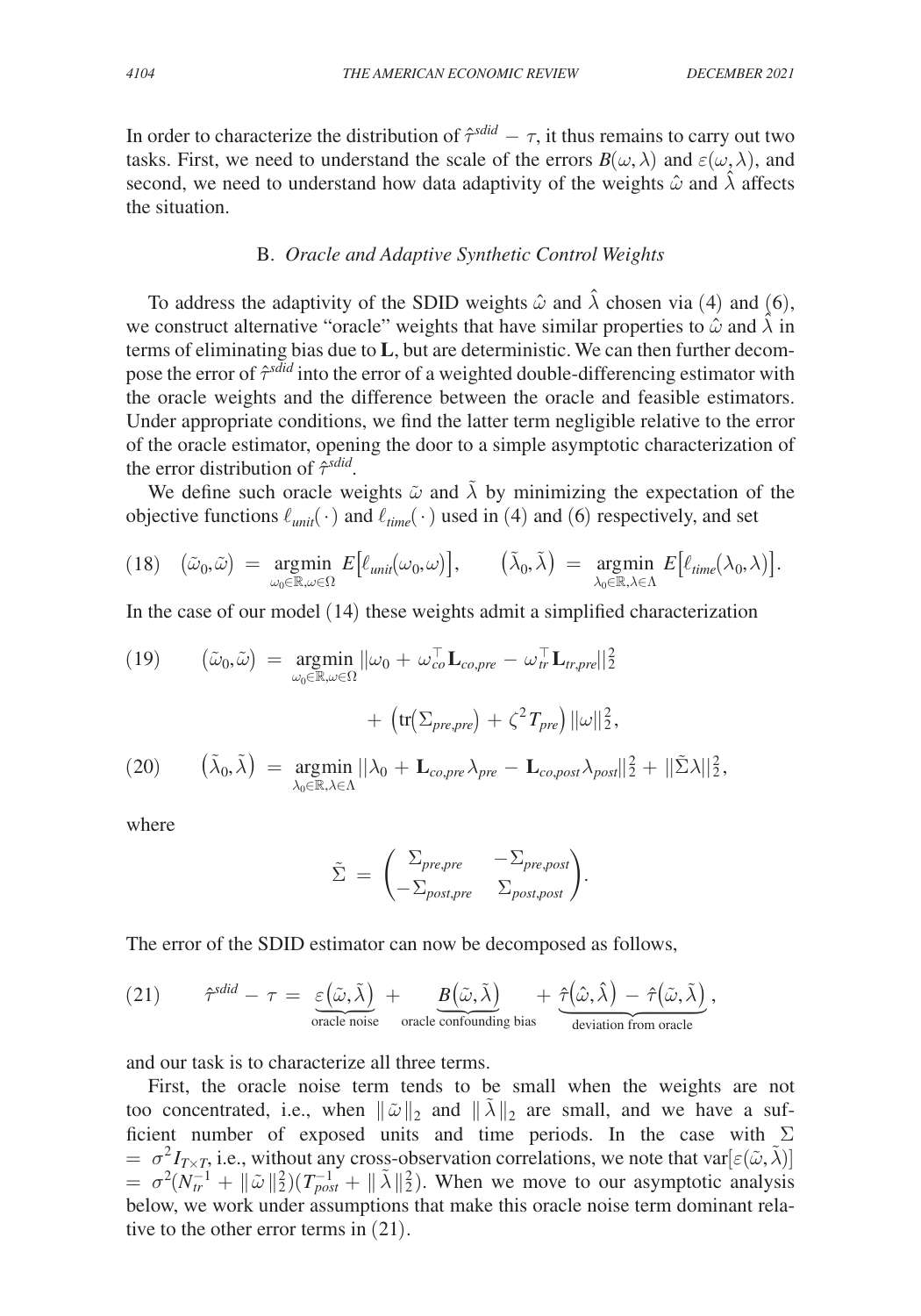In order to characterize the distribution of $\hat{\tau}^{sdid} - \tau$, it thus remains to carry out two tasks. First, we need to understand the scale of the errors $B(\omega, \lambda)$ and $\varepsilon(\omega, \lambda)$, and second, we need to understand how data adaptivity of the weights $\hat{\omega}$ and $\hat{\lambda}$ affects the situation.

### B. *Oracle and Adaptive Synthetic Control Weights*

To address the adaptivity of the SDID weights $\hat{\omega}$ and $\hat{\lambda}$ chosen via (4) and (6), we construct alternative "oracle" weights that have similar properties to $\hat{\omega}$ and $\hat{\lambda}$ in terms of eliminating bias due to $\mathbf{L}$, but are deterministic. We can then further decompose the error of $\hat{\tau}^{sdid}$ into the error of a weighted double-differencing estimator with the oracle weights and the difference between the oracle and feasible estimators. Under appropriate conditions, we find the latter term negligible relative to the error of the oracle estimator, opening the door to a simple asymptotic characterization of the error distribution of $\hat{\tau}^{sdid}$.

We define such oracle weights $\tilde{\omega}$ and $\tilde{\lambda}$ by minimizing the expectation of the objective functions $\ell_{unit}(\cdot)$ and $\ell_{time}(\cdot)$ used in (4) and (6) respectively, and set

$$(18) \quad (\tilde{\omega}_0, \tilde{\omega}) = \underset{\omega_0 \in \mathbb{R}, \omega \in \Omega}{\operatorname{argmin}} E\big[\ell_{unit}(\omega_0, \omega)\big], \qquad \big(\tilde{\lambda}_0, \tilde{\lambda}\big) = \underset{\lambda_0 \in \mathbb{R}, \lambda \in \Lambda}{\operatorname{argmin}} E\big[\ell_{time}(\lambda_0, \lambda)\big].$$

In the case of our model (14) these weights admit a simplified characterization

$$(19) \qquad \big(\tilde{\omega}_0, \tilde{\omega}\big) = \underset{\omega_0 \in \mathbb{R}, \omega \in \Omega}{\operatorname{argmin}} \|\omega_0 + \omega_{co}^{\top} \mathbf{L}_{co,pre} - \omega_{tr}^{\top} \mathbf{L}_{tr,pre}\|_2^2 + \big(\operatorname{tr}(\Sigma_{pre,pre}) + \zeta^2 T_{pre}\big) \|\omega\|_2^2,$$

$$(20) \qquad \big(\tilde{\lambda}_0, \tilde{\lambda}\big) = \underset{\lambda_0 \in \mathbb{R}, \lambda \in \Lambda}{\operatorname{argmin}} \|\lambda_0 + \mathbf{L}_{co,pre} \lambda_{pre} - \mathbf{L}_{co,post} \lambda_{post}\|_2^2 + \|\tilde{\Sigma} \lambda\|_2^2,$$

where

$$\tilde{\Sigma} = \begin{pmatrix} \Sigma_{pre,pre} & -\Sigma_{pre,post} \\ -\Sigma_{post,pre} & \Sigma_{post,post} \end{pmatrix}.$$

The error of the SDID estimator can now be decomposed as follows,

$$(21) \qquad \hat{\tau}^{sdid} - \tau = \underbrace{\varepsilon\big(\tilde{\omega}, \tilde{\lambda}\big)}_{\text{oracle noise}} + \underbrace{B\big(\tilde{\omega}, \tilde{\lambda}\big)}_{\text{oracle confounding bias}} + \underbrace{\hat{\tau}\big(\hat{\omega}, \hat{\lambda}\big) - \hat{\tau}\big(\tilde{\omega}, \tilde{\lambda}\big)}_{\text{deviation from oracle}},$$

and our task is to characterize all three terms.

First, the oracle noise term tends to be small when the weights are not too concentrated, i.e., when $\|\tilde{\omega}\|_2$ and $\|\tilde{\lambda}\|_2$ are small, and we have a sufficient number of exposed units and time periods. In the case with $\Sigma = \sigma^2 I_{T \times T}$, i.e., without any cross-observation correlations, we note that $\operatorname{var}[\varepsilon(\tilde{\omega}, \tilde{\lambda})] = \sigma^2(N_{tr}^{-1} + \|\tilde{\omega}\|_2^2)(T_{post}^{-1} + \|\tilde{\lambda}\|_2^2)$. When we move to our asymptotic analysis below, we work under assumptions that make this oracle noise term dominant relative to the other error terms in (21).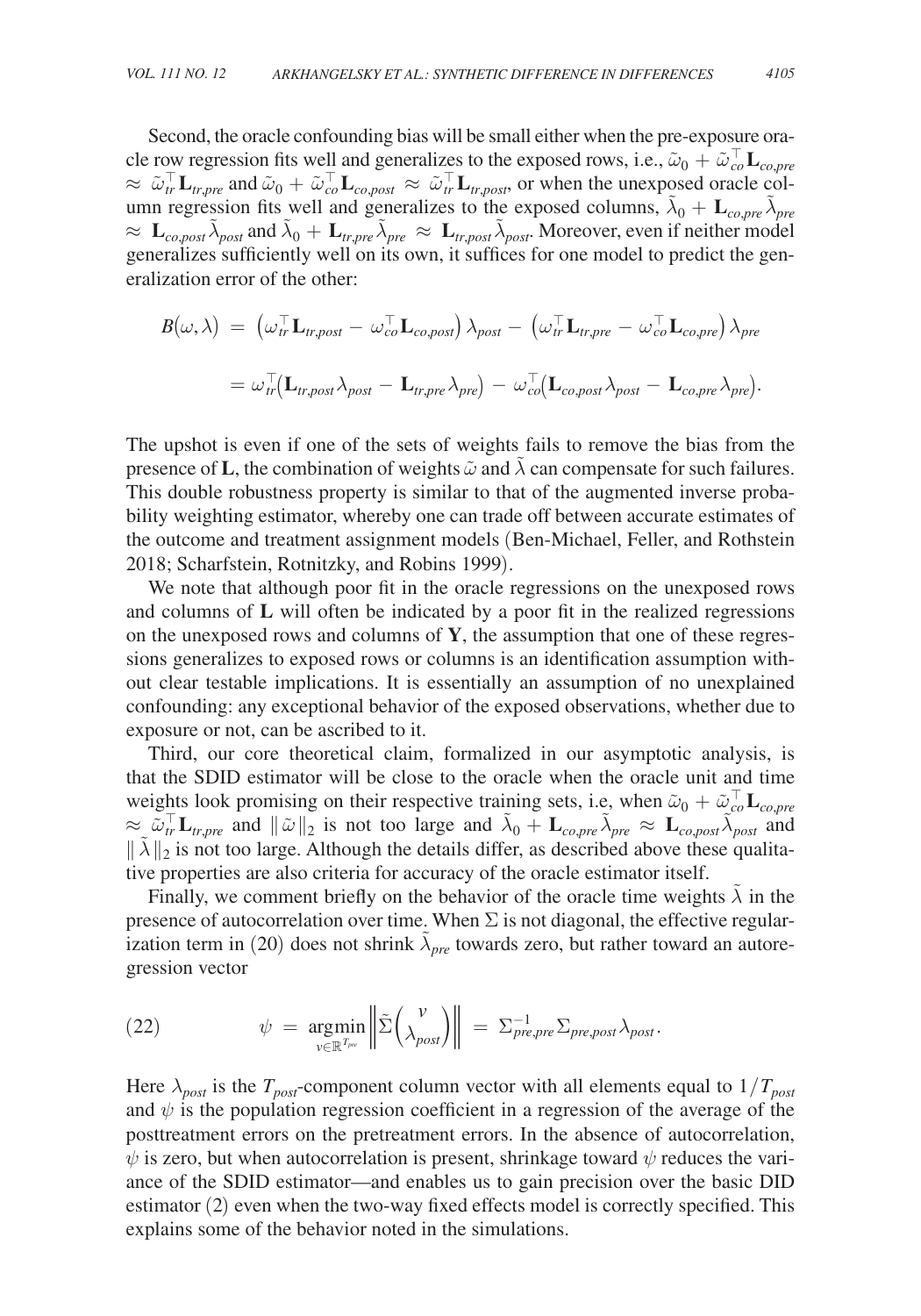Second, the oracle confounding bias will be small either when the pre-exposure oracle row regression fits well and generalizes to the exposed rows, i.e., $\tilde{\omega}_0 + \tilde{\omega}_{co}^{\top} \mathbf{L}_{co,pre} \approx \tilde{\omega}_{tr}^{\top} \mathbf{L}_{tr,pre}$ and $\tilde{\omega}_0 + \tilde{\omega}_{co}^{\top} \mathbf{L}_{co,post} \approx \tilde{\omega}_{tr}^{\top} \mathbf{L}_{tr,post}$, or when the unexposed oracle column regression fits well and generalizes to the exposed columns, $\tilde{\lambda}_0 + \mathbf{L}_{co,pre} \tilde{\lambda}_{pre} \approx \mathbf{L}_{co,post} \tilde{\lambda}_{post}$ and $\tilde{\lambda}_0 + \mathbf{L}_{tr,pre} \tilde{\lambda}_{pre} \approx \mathbf{L}_{tr,post} \tilde{\lambda}_{post}$. Moreover, even if neither model generalizes sufficiently well on its own, it suffices for one model to predict the generalization error of the other:

$$
\begin{aligned}
B(\omega, \lambda) &= \left(\omega_{tr}^{\top} \mathbf{L}_{tr,post} - \omega_{co}^{\top} \mathbf{L}_{co,post}\right) \lambda_{post} - \left(\omega_{tr}^{\top} \mathbf{L}_{tr,pre} - \omega_{co}^{\top} \mathbf{L}_{co,pre}\right) \lambda_{pre} \\
&= \omega_{tr}^{\top}\left(\mathbf{L}_{tr,post} \lambda_{post} - \mathbf{L}_{tr,pre} \lambda_{pre}\right) - \omega_{co}^{\top}\left(\mathbf{L}_{co,post} \lambda_{post} - \mathbf{L}_{co,pre} \lambda_{pre}\right).
\end{aligned}
$$

The upshot is even if one of the sets of weights fails to remove the bias from the presence of $\mathbf{L}$, the combination of weights $\tilde{\omega}$ and $\tilde{\lambda}$ can compensate for such failures. This double robustness property is similar to that of the augmented inverse probability weighting estimator, whereby one can trade off between accurate estimates of the outcome and treatment assignment models (Ben-Michael, Feller, and Rothstein 2018; Scharfstein, Rotnitzky, and Robins 1999).

We note that although poor fit in the oracle regressions on the unexposed rows and columns of $\mathbf{L}$ will often be indicated by a poor fit in the realized regressions on the unexposed rows and columns of $\mathbf{Y}$, the assumption that one of these regressions generalizes to exposed rows or columns is an identification assumption without clear testable implications. It is essentially an assumption of no unexplained confounding: any exceptional behavior of the exposed observations, whether due to exposure or not, can be ascribed to it.

Third, our core theoretical claim, formalized in our asymptotic analysis, is that the SDID estimator will be close to the oracle when the oracle unit and time weights look promising on their respective training sets, i.e, when $\tilde{\omega}_0 + \tilde{\omega}_{co}^{\top} \mathbf{L}_{co,pre} \approx \tilde{\omega}_{tr}^{\top} \mathbf{L}_{tr,pre}$ and $\|\tilde{\omega}\|_2$ is not too large and $\tilde{\lambda}_0 + \mathbf{L}_{co,pre} \tilde{\lambda}_{pre} \approx \mathbf{L}_{co,post} \tilde{\lambda}_{post}$ and $\|\tilde{\lambda}\|_2$ is not too large. Although the details differ, as described above these qualitative properties are also criteria for accuracy of the oracle estimator itself.

Finally, we comment briefly on the behavior of the oracle time weights $\tilde{\lambda}$ in the presence of autocorrelation over time. When $\Sigma$ is not diagonal, the effective regularization term in (20) does not shrink $\tilde{\lambda}_{pre}$ towards zero, but rather toward an autoregression vector

$$
\psi = \underset{v \in \mathbb{R}^{T_{pre}}}{\operatorname{argmin}} \left\| \tilde{\Sigma} \begin{pmatrix} v \\ \lambda_{post} \end{pmatrix} \right\| = \Sigma_{pre,pre}^{-1} \Sigma_{pre,post} \lambda_{post}. \tag{22}
$$

Here $\lambda_{post}$ is the $T_{post}$-component column vector with all elements equal to $1/T_{post}$ and $\psi$ is the population regression coefficient in a regression of the average of the posttreatment errors on the pretreatment errors. In the absence of autocorrelation, $\psi$ is zero, but when autocorrelation is present, shrinkage toward $\psi$ reduces the variance of the SDID estimator—and enables us to gain precision over the basic DID estimator (2) even when the two-way fixed effects model is correctly specified. This explains some of the behavior noted in the simulations.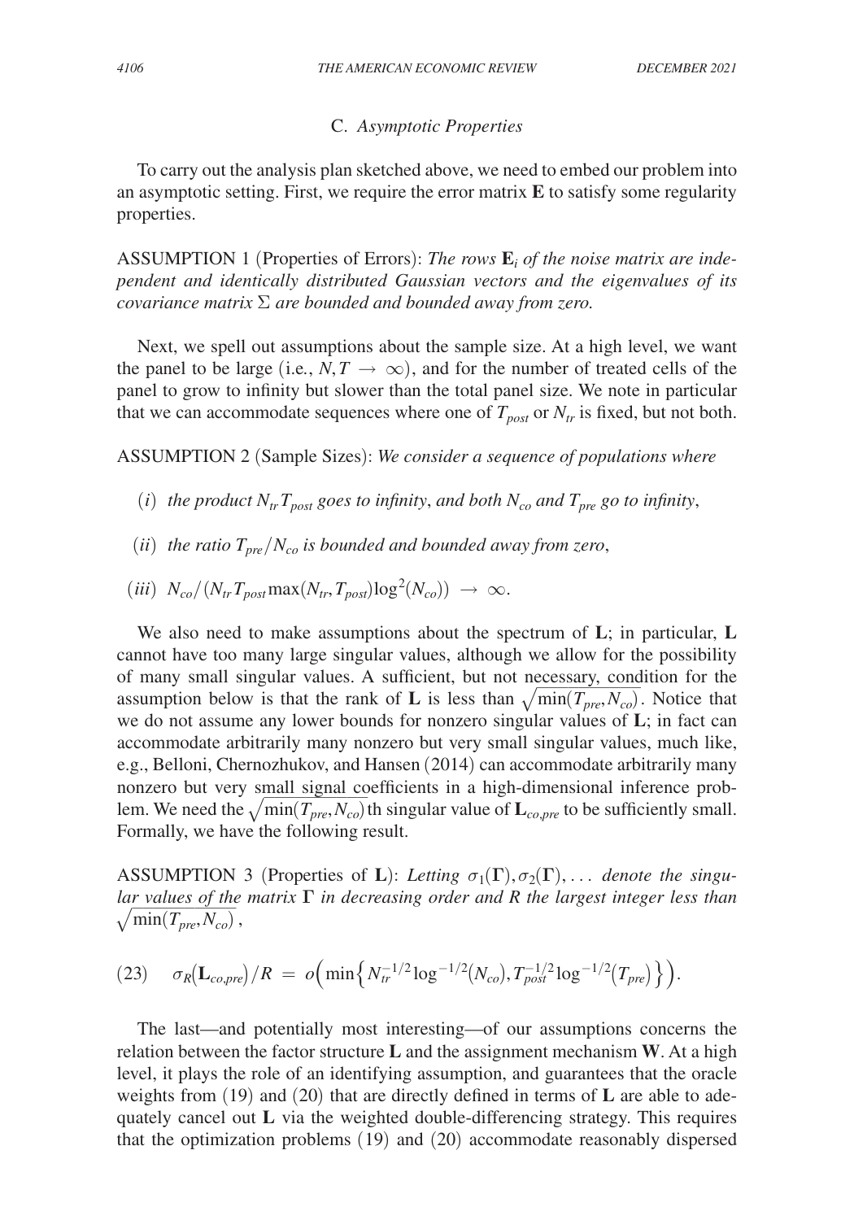### C. *Asymptotic Properties*

To carry out the analysis plan sketched above, we need to embed our problem into an asymptotic setting. First, we require the error matrix $\mathbf{E}$ to satisfy some regularity properties.

ASSUMPTION 1 (Properties of Errors): *The rows $\mathbf{E}_i$ of the noise matrix are independent and identically distributed Gaussian vectors and the eigenvalues of its covariance matrix $\Sigma$ are bounded and bounded away from zero.*

Next, we spell out assumptions about the sample size. At a high level, we want the panel to be large (i.e., $N, T \to \infty$), and for the number of treated cells of the panel to grow to infinity but slower than the total panel size. We note in particular that we can accommodate sequences where one of $T_{post}$ or $N_{tr}$ is fixed, but not both.

ASSUMPTION 2 (Sample Sizes): *We consider a sequence of populations where*

- $(i)$ *the product $N_{tr}T_{post}$ goes to infinity, and both $N_{co}$ and $T_{pre}$ go to infinity,*
- $(ii)$ *the ratio $T_{pre}/N_{co}$ is bounded and bounded away from zero,*
- $(iii)$ $N_{co}/(N_{tr}T_{post}\max(N_{tr}, T_{post})\log^2(N_{co})) \to \infty$.

We also need to make assumptions about the spectrum of $\mathbf{L}$; in particular, $\mathbf{L}$ cannot have too many large singular values, although we allow for the possibility of many small singular values. A sufficient, but not necessary, condition for the assumption below is that the rank of $\mathbf{L}$ is less than $\sqrt{\min(T_{pre}, N_{co})}$. Notice that we do not assume any lower bounds for nonzero singular values of $\mathbf{L}$; in fact can accommodate arbitrarily many nonzero but very small singular values, much like, e.g., Belloni, Chernozhukov, and Hansen (2014) can accommodate arbitrarily many nonzero but very small signal coefficients in a high-dimensional inference problem. We need the $\sqrt{\min(T_{pre}, N_{co})}$th singular value of $\mathbf{L}_{co,pre}$ to be sufficiently small. Formally, we have the following result.

ASSUMPTION 3 (Properties of $\mathbf{L}$): *Letting $\sigma_1(\Gamma), \sigma_2(\Gamma), \ldots$ denote the singular values of the matrix $\Gamma$ in decreasing order and $R$ the largest integer less than $\sqrt{\min(T_{pre}, N_{co})}$,*

$$(23) \quad \sigma_R(\mathbf{L}_{co,pre})/R = o\left(\min\left\{N_{tr}^{-1/2}\log^{-1/2}(N_{co}), T_{post}^{-1/2}\log^{-1/2}(T_{pre})\right\}\right).$$

The last—and potentially most interesting—of our assumptions concerns the relation between the factor structure $\mathbf{L}$ and the assignment mechanism $\mathbf{W}$. At a high level, it plays the role of an identifying assumption, and guarantees that the oracle weights from (19) and (20) that are directly defined in terms of $\mathbf{L}$ are able to adequately cancel out $\mathbf{L}$ via the weighted double-differencing strategy. This requires that the optimization problems (19) and (20) accommodate reasonably dispersed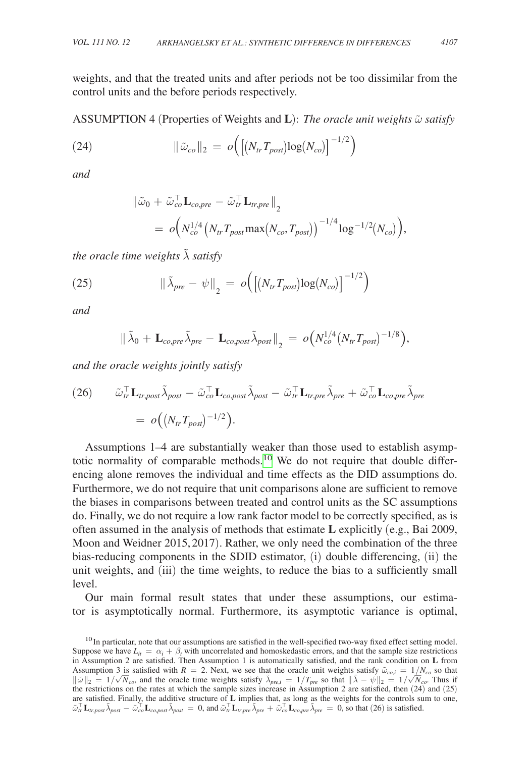weights, and that the treated units and after periods not be too dissimilar from the control units and the before periods respectively.

ASSUMPTION 4 (Properties of Weights and $\mathbf{L}$): *The oracle unit weights* $\tilde{\omega}$ *satisfy*

$$\|\tilde{\omega}_{co}\|_2 = o\Big(\big[(N_{tr}T_{post})\log(N_{co})\big]^{-1/2}\Big) \tag{24}$$

*and*

$$\|\tilde{\omega}_0 + \tilde{\omega}_{co}^{\top}\mathbf{L}_{co,pre} - \tilde{\omega}_{tr}^{\top}\mathbf{L}_{tr,pre}\|_2 = o\Big(N_{co}^{1/4}\big(N_{tr}T_{post}\max(N_{co},T_{post})\big)^{-1/4}\log^{-1/2}(N_{co})\Big),$$

*the oracle time weights* $\tilde{\lambda}$ *satisfy*

$$\|\tilde{\lambda}_{pre} - \psi\|_2 = o\Big(\big[(N_{tr}T_{post})\log(N_{co})\big]^{-1/2}\Big) \tag{25}$$

*and*

$$\|\tilde{\lambda}_0 + \mathbf{L}_{co,pre}\tilde{\lambda}_{pre} - \mathbf{L}_{co,post}\tilde{\lambda}_{post}\|_2 = o\Big(N_{co}^{1/4}(N_{tr}T_{post})^{-1/8}\Big),$$

*and the oracle weights jointly satisfy*

$$\tilde{\omega}_{tr}^{\top}\mathbf{L}_{tr,post}\tilde{\lambda}_{post} - \tilde{\omega}_{co}^{\top}\mathbf{L}_{co,post}\tilde{\lambda}_{post} - \tilde{\omega}_{tr}^{\top}\mathbf{L}_{tr,pre}\tilde{\lambda}_{pre} + \tilde{\omega}_{co}^{\top}\mathbf{L}_{co,pre}\tilde{\lambda}_{pre} = o\Big((N_{tr}T_{post})^{-1/2}\Big). \tag{26}$$

Assumptions 1–4 are substantially weaker than those used to establish asymptotic normality of comparable methods.[10] We do not require that double differencing alone removes the individual and time effects as the DID assumptions do. Furthermore, we do not require that unit comparisons alone are sufficient to remove the biases in comparisons between treated and control units as the SC assumptions do. Finally, we do not require a low rank factor model to be correctly specified, as is often assumed in the analysis of methods that estimate $\mathbf{L}$ explicitly (e.g., Bai 2009, Moon and Weidner 2015, 2017). Rather, we only need the combination of the three bias-reducing components in the SDID estimator, (i) double differencing, (ii) the unit weights, and (iii) the time weights, to reduce the bias to a sufficiently small level.

Our main formal result states that under these assumptions, our estimator is asymptotically normal. Furthermore, its asymptotic variance is optimal,

[10] In particular, note that our assumptions are satisfied in the well-specified two-way fixed effect setting model. Suppose we have $L_{it} = \alpha_i + \beta_t$ with uncorrelated and homoskedastic errors, and that the sample size restrictions in Assumption 2 are satisfied. Then Assumption 1 is automatically satisfied, and the rank condition on $\mathbf{L}$ from Assumption 3 is satisfied with $R = 2$. Next, we see that the oracle unit weights satisfy $\tilde{\omega}_{co,i} = 1/N_{co}$ so that $\|\tilde{\omega}\|_2 = 1/\sqrt{N_{co}}$, and the oracle time weights satisfy $\tilde{\lambda}_{pre,i} = 1/T_{pre}$ so that $\|\tilde{\lambda} - \psi\|_2 = 1/\sqrt{N_{co}}$. Thus if the restrictions on the rates at which the sample sizes increase in Assumption 2 are satisfied, then (24) and (25) are satisfied. Finally, the additive structure of $\mathbf{L}$ implies that, as long as the weights for the controls sum to one, $\tilde{\omega}_{tr}^{\top}\mathbf{L}_{tr,post}\tilde{\lambda}_{post} - \tilde{\omega}_{co}^{\top}\mathbf{L}_{co,post}\tilde{\lambda}_{post} = 0$, and $\tilde{\omega}_{tr}^{\top}\mathbf{L}_{tr,pre}\tilde{\lambda}_{pre} + \tilde{\omega}_{co}^{\top}\mathbf{L}_{co,pre}\tilde{\lambda}_{pre} = 0$, so that (26) is satisfied.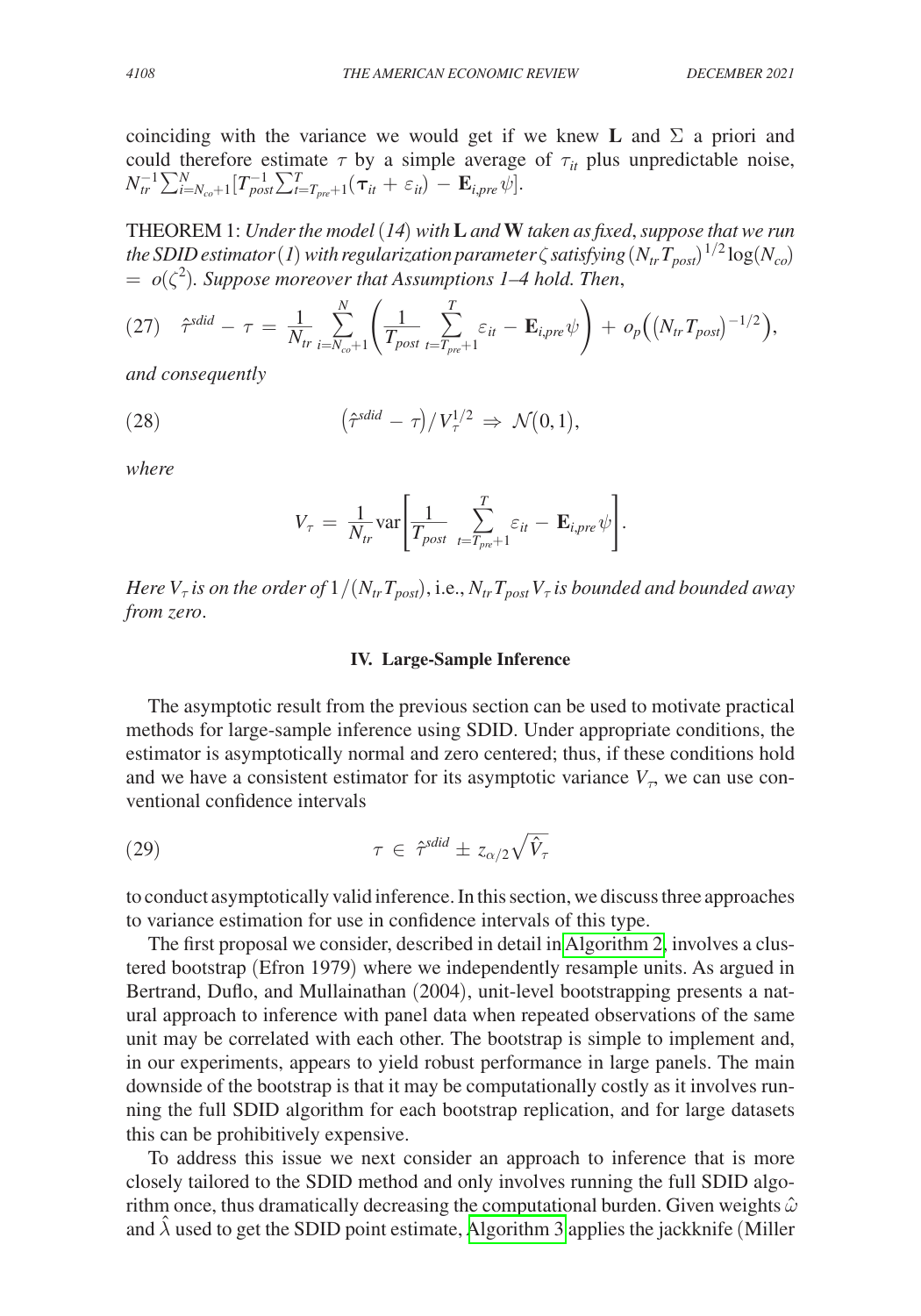coinciding with the variance we would get if we knew $\mathbf{L}$ and $\Sigma$ a priori and could therefore estimate $\tau$ by a simple average of $\tau_{it}$ plus unpredictable noise, $N_{tr}^{-1}\sum_{i=N_{co}+1}^{N}[T_{post}^{-1}\sum_{t=T_{pre}+1}^{T}(\boldsymbol{\tau}_{it} + \varepsilon_{it}) - \mathbf{E}_{i,pre}\psi]$.

THEOREM 1: *Under the model (14) with* $\mathbf{L}$ *and* $\mathbf{W}$ *taken as fixed, suppose that we run the SDID estimator (1) with regularization parameter* $\zeta$ *satisfying* $(N_{tr}T_{post})^{1/2}\log(N_{co}) = o(\zeta^2)$. *Suppose moreover that Assumptions 1–4 hold. Then,*

$$(27)\quad \hat{\tau}^{sdid} - \tau = \frac{1}{N_{tr}}\sum_{i=N_{co}+1}^{N}\left(\frac{1}{T_{post}}\sum_{t=T_{pre}+1}^{T}\varepsilon_{it} - \mathbf{E}_{i,pre}\psi\right) + o_p\Big(\big(N_{tr}T_{post}\big)^{-1/2}\Big),$$

*and consequently*

$$(28)\qquad \big(\hat{\tau}^{sdid} - \tau\big)/V_{\tau}^{1/2} \Rightarrow \mathcal{N}\big(0,1\big),$$

*where*

$$V_{\tau} = \frac{1}{N_{tr}}\text{var}\left[\frac{1}{T_{post}}\sum_{t=T_{pre}+1}^{T}\varepsilon_{it} - \mathbf{E}_{i,pre}\psi\right].$$

*Here* $V_{\tau}$ *is on the order of* $1/(N_{tr}T_{post})$, i.e., $N_{tr}T_{post}V_{\tau}$ *is bounded and bounded away from zero.*

## IV. Large-Sample Inference

The asymptotic result from the previous section can be used to motivate practical methods for large-sample inference using SDID. Under appropriate conditions, the estimator is asymptotically normal and zero centered; thus, if these conditions hold and we have a consistent estimator for its asymptotic variance $V_{\tau}$, we can use conventional confidence intervals

$$(29)\qquad \tau \in \hat{\tau}^{sdid} \pm z_{\alpha/2}\sqrt{\hat{V}_{\tau}}$$

to conduct asymptotically valid inference. In this section, we discuss three approaches to variance estimation for use in confidence intervals of this type.

The first proposal we consider, described in detail in Algorithm 2, involves a clustered bootstrap (Efron 1979) where we independently resample units. As argued in Bertrand, Duflo, and Mullainathan (2004), unit-level bootstrapping presents a natural approach to inference with panel data when repeated observations of the same unit may be correlated with each other. The bootstrap is simple to implement and, in our experiments, appears to yield robust performance in large panels. The main downside of the bootstrap is that it may be computationally costly as it involves running the full SDID algorithm for each bootstrap replication, and for large datasets this can be prohibitively expensive.

To address this issue we next consider an approach to inference that is more closely tailored to the SDID method and only involves running the full SDID algorithm once, thus dramatically decreasing the computational burden. Given weights $\hat{\omega}$ and $\hat{\lambda}$ used to get the SDID point estimate, Algorithm 3 applies the jackknife (Miller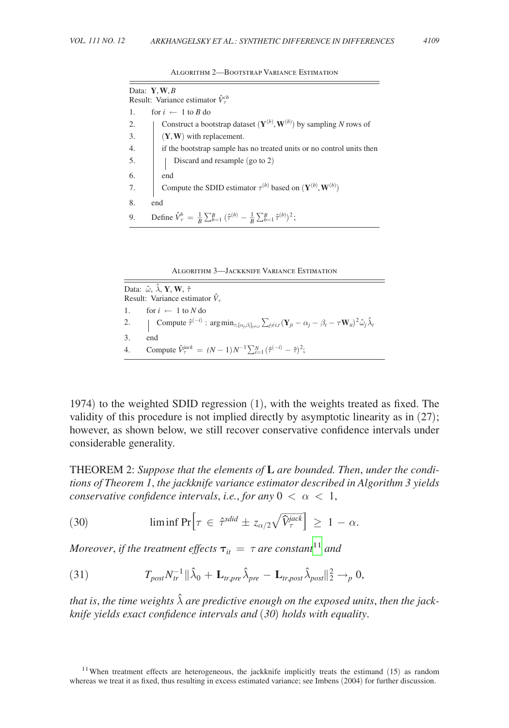ALGORITHM 2—BOOTSTRAP VARIANCE ESTIMATION

Data: $\mathbf{Y}, \mathbf{W}, B$
Result: Variance estimator $\hat{V}_\tau^{cb}$

1. for $i \leftarrow 1$ to $B$ do
2. Construct a bootstrap dataset $(\mathbf{Y}^{(b)}, \mathbf{W}^{(b)})$ by sampling $N$ rows of
3. $(\mathbf{Y}, \mathbf{W})$ with replacement.
4. if the bootstrap sample has no treated units or no control units then
5. Discard and resample (go to 2)
6. end
7. Compute the SDID estimator $\tau^{(b)}$ based on $(\mathbf{Y}^{(b)}, \mathbf{W}^{(b)})$
8. end
9. Define $\hat{V}_\tau^{b} = \frac{1}{B}\sum_{b=1}^{B}\left(\hat{\tau}^{(b)} - \frac{1}{B}\sum_{b=1}^{B}\hat{\tau}^{(b)}\right)^2$;

ALGORITHM 3—JACKKNIFE VARIANCE ESTIMATION

Data: $\hat{\omega}$, $\hat{\lambda}$, $\mathbf{Y}$, $\mathbf{W}$, $\hat{\tau}$
Result: Variance estimator $\hat{V}_\tau$

1. for $i \leftarrow 1$ to $N$ do
2. Compute $\hat{\tau}^{(-i)}$ : $\arg\min_{\tau, \{\alpha_j, \beta_t\}_{j \neq i, t}} \sum_{j \neq i, t} (\mathbf{Y}_{jt} - \alpha_j - \beta_t - \tau \mathbf{W}_{it})^2 \hat{\omega}_j \hat{\lambda}_t$
3. end
4. Compute $\hat{V}_\tau^{jack} = (N-1)N^{-1}\sum_{i=1}^{N}(\hat{\tau}^{(-i)} - \hat{\tau})^2$;

1974) to the weighted SDID regression (1), with the weights treated as fixed. The validity of this procedure is not implied directly by asymptotic linearity as in (27); however, as shown below, we still recover conservative confidence intervals under considerable generality.

THEOREM 2: *Suppose that the elements of* $\mathbf{L}$ *are bounded. Then, under the conditions of Theorem 1, the jackknife variance estimator described in Algorithm 3 yields conservative confidence intervals, i.e., for any* $0 < \alpha < 1$,

$$\liminf \Pr\left[\tau \in \hat{\tau}^{sdid} \pm z_{\alpha/2}\sqrt{\widehat{V}_\tau^{jack}}\right] \geq 1 - \alpha. \tag{30}$$

*Moreover, if the treatment effects* $\boldsymbol{\tau}_{it} = \tau$ *are constant*[11] *and*

$$T_{post} N_{tr}^{-1} \| \hat{\lambda}_0 + \mathbf{L}_{tr,pre}\hat{\lambda}_{pre} - \mathbf{L}_{tr,post}\hat{\lambda}_{post}\|_2^2 \rightarrow_p 0, \tag{31}$$

*that is, the time weights* $\hat{\lambda}$ *are predictive enough on the exposed units, then the jackknife yields exact confidence intervals and (30) holds with equality.*

[11] When treatment effects are heterogeneous, the jackknife implicitly treats the estimand (15) as random whereas we treat it as fixed, thus resulting in excess estimated variance; see Imbens (2004) for further discussion.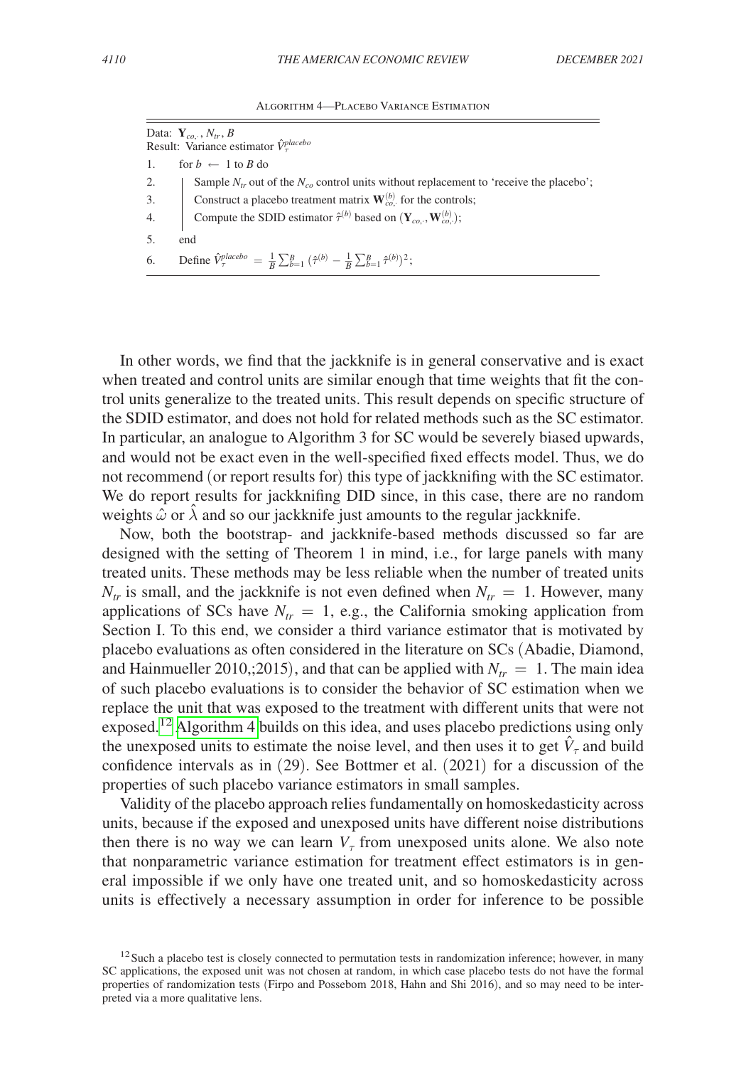Algorithm 4—Placebo Variance Estimation

```
Data: Y_{co,·}, N_tr, B
Result: Variance estimator V̂_τ^placebo
1.  for b ← 1 to B do
2.  |   Sample N_tr out of the N_co control units without replacement to 'receive the placebo';
3.  |   Construct a placebo treatment matrix W_{co,·}^(b) for the controls;
4.  |   Compute the SDID estimator τ̂^(b) based on (Y_{co,·}, W_{co,·}^(b));
5.  end
6.  Define V̂_τ^placebo = (1/B) Σ_{b=1}^B (τ̂^(b) − (1/B) Σ_{b=1}^B τ̂^(b))^2;
```

Data: $\mathbf{Y}_{co,\cdot}$, $N_{tr}$, $B$
Result: Variance estimator $\hat{V}_\tau^{placebo}$

1. for $b \leftarrow 1$ to $B$ do
2. Sample $N_{tr}$ out of the $N_{co}$ control units without replacement to 'receive the placebo';
3. Construct a placebo treatment matrix $\mathbf{W}_{co,\cdot}^{(b)}$ for the controls;
4. Compute the SDID estimator $\hat{\tau}^{(b)}$ based on $(\mathbf{Y}_{co,\cdot}, \mathbf{W}_{co,\cdot}^{(b)})$;
5. end
6. Define $\hat{V}_\tau^{placebo} = \frac{1}{B}\sum_{b=1}^{B}\left(\hat{\tau}^{(b)} - \frac{1}{B}\sum_{b=1}^{B}\hat{\tau}^{(b)}\right)^2$;

In other words, we find that the jackknife is in general conservative and is exact when treated and control units are similar enough that time weights that fit the control units generalize to the treated units. This result depends on specific structure of the SDID estimator, and does not hold for related methods such as the SC estimator. In particular, an analogue to Algorithm 3 for SC would be severely biased upwards, and would not be exact even in the well-specified fixed effects model. Thus, we do not recommend (or report results for) this type of jackknifing with the SC estimator. We do report results for jackknifing DID since, in this case, there are no random weights $\hat{\omega}$ or $\hat{\lambda}$ and so our jackknife just amounts to the regular jackknife.

Now, both the bootstrap- and jackknife-based methods discussed so far are designed with the setting of Theorem 1 in mind, i.e., for large panels with many treated units. These methods may be less reliable when the number of treated units $N_{tr}$ is small, and the jackknife is not even defined when $N_{tr} = 1$. However, many applications of SCs have $N_{tr} = 1$, e.g., the California smoking application from Section I. To this end, we consider a third variance estimator that is motivated by placebo evaluations as often considered in the literature on SCs (Abadie, Diamond, and Hainmueller 2010,;2015), and that can be applied with $N_{tr} = 1$. The main idea of such placebo evaluations is to consider the behavior of SC estimation when we replace the unit that was exposed to the treatment with different units that were not exposed.[12] Algorithm 4 builds on this idea, and uses placebo predictions using only the unexposed units to estimate the noise level, and then uses it to get $\hat{V}_\tau$ and build confidence intervals as in (29). See Bottmer et al. (2021) for a discussion of the properties of such placebo variance estimators in small samples.

Validity of the placebo approach relies fundamentally on homoskedasticity across units, because if the exposed and unexposed units have different noise distributions then there is no way we can learn $V_\tau$ from unexposed units alone. We also note that nonparametric variance estimation for treatment effect estimators is in general impossible if we only have one treated unit, and so homoskedasticity across units is effectively a necessary assumption in order for inference to be possible

[12] Such a placebo test is closely connected to permutation tests in randomization inference; however, in many SC applications, the exposed unit was not chosen at random, in which case placebo tests do not have the formal properties of randomization tests (Firpo and Possebom 2018, Hahn and Shi 2016), and so may need to be interpreted via a more qualitative lens.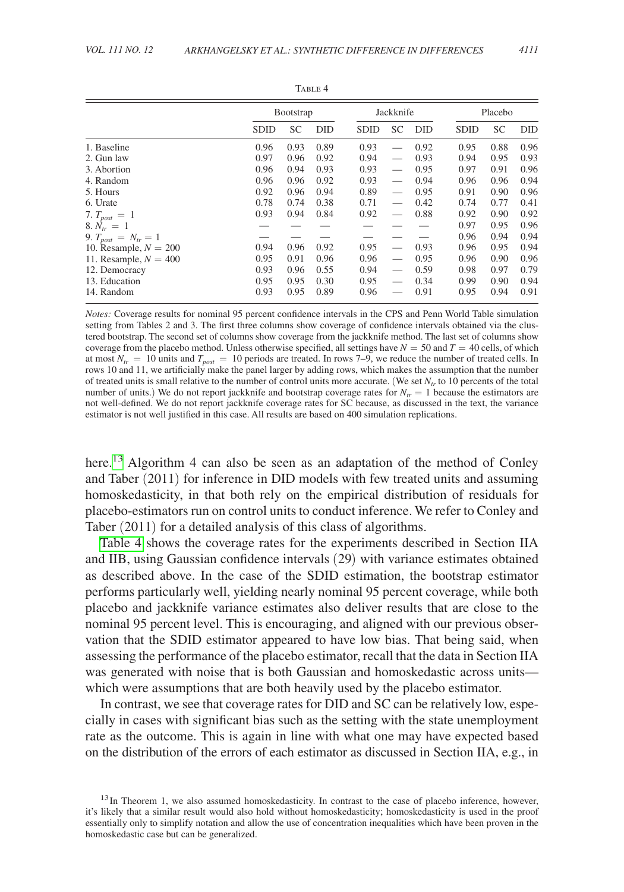Table 4

| | Bootstrap | | | Jackknife | | | Placebo | | |
|---|---|---|---|---|---|---|---|---|---|
| | SDID | SC | DID | SDID | SC | DID | SDID | SC | DID |
| 1. Baseline | 0.96 | 0.93 | 0.89 | 0.93 | — | 0.92 | 0.95 | 0.88 | 0.96 |
| 2. Gun law | 0.97 | 0.96 | 0.92 | 0.94 | — | 0.93 | 0.94 | 0.95 | 0.93 |
| 3. Abortion | 0.96 | 0.94 | 0.93 | 0.93 | — | 0.95 | 0.97 | 0.91 | 0.96 |
| 4. Random | 0.96 | 0.96 | 0.92 | 0.93 | — | 0.94 | 0.96 | 0.96 | 0.94 |
| 5. Hours | 0.92 | 0.96 | 0.94 | 0.89 | — | 0.95 | 0.91 | 0.90 | 0.96 |
| 6. Urate | 0.78 | 0.74 | 0.38 | 0.71 | — | 0.42 | 0.74 | 0.77 | 0.41 |
| 7. $T_{post} = 1$ | 0.93 | 0.94 | 0.84 | 0.92 | — | 0.88 | 0.92 | 0.90 | 0.92 |
| 8. $N_{tr} = 1$ | — | — | — | — | — | — | 0.97 | 0.95 | 0.96 |
| 9. $T_{post} = N_{tr} = 1$ | — | — | — | — | — | — | 0.96 | 0.94 | 0.94 |
| 10. Resample, $N = 200$ | 0.94 | 0.96 | 0.92 | 0.95 | — | 0.93 | 0.96 | 0.95 | 0.94 |
| 11. Resample, $N = 400$ | 0.95 | 0.91 | 0.96 | 0.96 | — | 0.95 | 0.96 | 0.90 | 0.96 |
| 12. Democracy | 0.93 | 0.96 | 0.55 | 0.94 | — | 0.59 | 0.98 | 0.97 | 0.79 |
| 13. Education | 0.95 | 0.95 | 0.30 | 0.95 | — | 0.34 | 0.99 | 0.90 | 0.94 |
| 14. Random | 0.93 | 0.95 | 0.89 | 0.96 | — | 0.91 | 0.95 | 0.94 | 0.91 |

*Notes:* Coverage results for nominal 95 percent confidence intervals in the CPS and Penn World Table simulation setting from Tables 2 and 3. The first three columns show coverage of confidence intervals obtained via the clustered bootstrap. The second set of columns show coverage from the jackknife method. The last set of columns show coverage from the placebo method. Unless otherwise specified, all settings have $N = 50$ and $T = 40$ cells, of which at most $N_{tr} = 10$ units and $T_{post} = 10$ periods are treated. In rows 7–9, we reduce the number of treated cells. In rows 10 and 11, we artificially make the panel larger by adding rows, which makes the assumption that the number of treated units is small relative to the number of control units more accurate. (We set $N_{tr}$ to 10 percents of the total number of units.) We do not report jackknife and bootstrap coverage rates for $N_{tr} = 1$ because the estimators are not well-defined. We do not report jackknife coverage rates for SC because, as discussed in the text, the variance estimator is not well justified in this case. All results are based on 400 simulation replications.

here.[13] Algorithm 4 can also be seen as an adaptation of the method of Conley and Taber (2011) for inference in DID models with few treated units and assuming homoskedasticity, in that both rely on the empirical distribution of residuals for placebo-estimators run on control units to conduct inference. We refer to Conley and Taber (2011) for a detailed analysis of this class of algorithms.

Table 4 shows the coverage rates for the experiments described in Section IIA and IIB, using Gaussian confidence intervals (29) with variance estimates obtained as described above. In the case of the SDID estimation, the bootstrap estimator performs particularly well, yielding nearly nominal 95 percent coverage, while both placebo and jackknife variance estimates also deliver results that are close to the nominal 95 percent level. This is encouraging, and aligned with our previous observation that the SDID estimator appeared to have low bias. That being said, when assessing the performance of the placebo estimator, recall that the data in Section IIA was generated with noise that is both Gaussian and homoskedastic across units—which were assumptions that are both heavily used by the placebo estimator.

In contrast, we see that coverage rates for DID and SC can be relatively low, especially in cases with significant bias such as the setting with the state unemployment rate as the outcome. This is again in line with what one may have expected based on the distribution of the errors of each estimator as discussed in Section IIA, e.g., in

[13] In Theorem 1, we also assumed homoskedasticity. In contrast to the case of placebo inference, however, it's likely that a similar result would also hold without homoskedasticity; homoskedasticity is used in the proof essentially only to simplify notation and allow the use of concentration inequalities which have been proven in the homoskedastic case but can be generalized.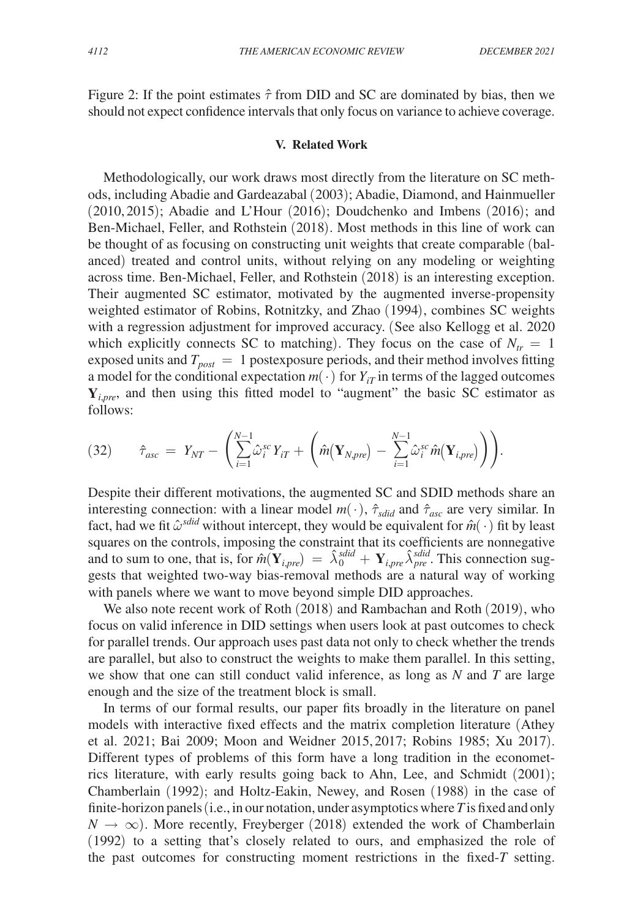Figure 2: If the point estimates $\hat{\tau}$ from DID and SC are dominated by bias, then we should not expect confidence intervals that only focus on variance to achieve coverage.

## V. Related Work

Methodologically, our work draws most directly from the literature on SC methods, including Abadie and Gardeazabal (2003); Abadie, Diamond, and Hainmueller (2010, 2015); Abadie and L'Hour (2016); Doudchenko and Imbens (2016); and Ben-Michael, Feller, and Rothstein (2018). Most methods in this line of work can be thought of as focusing on constructing unit weights that create comparable (balanced) treated and control units, without relying on any modeling or weighting across time. Ben-Michael, Feller, and Rothstein (2018) is an interesting exception. Their augmented SC estimator, motivated by the augmented inverse-propensity weighted estimator of Robins, Rotnitzky, and Zhao (1994), combines SC weights with a regression adjustment for improved accuracy. (See also Kellogg et al. 2020 which explicitly connects SC to matching). They focus on the case of $N_{tr} = 1$ exposed units and $T_{post} = 1$ postexposure periods, and their method involves fitting a model for the conditional expectation $m(\cdot)$ for $Y_{iT}$ in terms of the lagged outcomes $\mathbf{Y}_{i,pre}$, and then using this fitted model to "augment" the basic SC estimator as follows:

$$(32) \qquad \hat{\tau}_{asc} = Y_{NT} - \left( \sum_{i=1}^{N-1} \hat{\omega}_i^{sc} Y_{iT} + \left( \hat{m}(\mathbf{Y}_{N,pre}) - \sum_{i=1}^{N-1} \hat{\omega}_i^{sc} \hat{m}(\mathbf{Y}_{i,pre}) \right) \right).$$

Despite their different motivations, the augmented SC and SDID methods share an interesting connection: with a linear model $m(\cdot)$, $\hat{\tau}_{sdid}$ and $\hat{\tau}_{asc}$ are very similar. In fact, had we fit $\hat{\omega}^{sdid}$ without intercept, they would be equivalent for $\hat{m}(\cdot)$ fit by least squares on the controls, imposing the constraint that its coefficients are nonnegative and to sum to one, that is, for $\hat{m}(\mathbf{Y}_{i,pre}) = \hat{\lambda}_0^{sdid} + \mathbf{Y}_{i,pre} \hat{\lambda}_{pre}^{sdid}$. This connection suggests that weighted two-way bias-removal methods are a natural way of working with panels where we want to move beyond simple DID approaches.

We also note recent work of Roth (2018) and Rambachan and Roth (2019), who focus on valid inference in DID settings when users look at past outcomes to check for parallel trends. Our approach uses past data not only to check whether the trends are parallel, but also to construct the weights to make them parallel. In this setting, we show that one can still conduct valid inference, as long as $N$ and $T$ are large enough and the size of the treatment block is small.

In terms of our formal results, our paper fits broadly in the literature on panel models with interactive fixed effects and the matrix completion literature (Athey et al. 2021; Bai 2009; Moon and Weidner 2015, 2017; Robins 1985; Xu 2017). Different types of problems of this form have a long tradition in the econometrics literature, with early results going back to Ahn, Lee, and Schmidt (2001); Chamberlain (1992); and Holtz-Eakin, Newey, and Rosen (1988) in the case of finite-horizon panels (i.e., in our notation, under asymptotics where $T$ is fixed and only $N \rightarrow \infty$). More recently, Freyberger (2018) extended the work of Chamberlain (1992) to a setting that's closely related to ours, and emphasized the role of the past outcomes for constructing moment restrictions in the fixed-$T$ setting.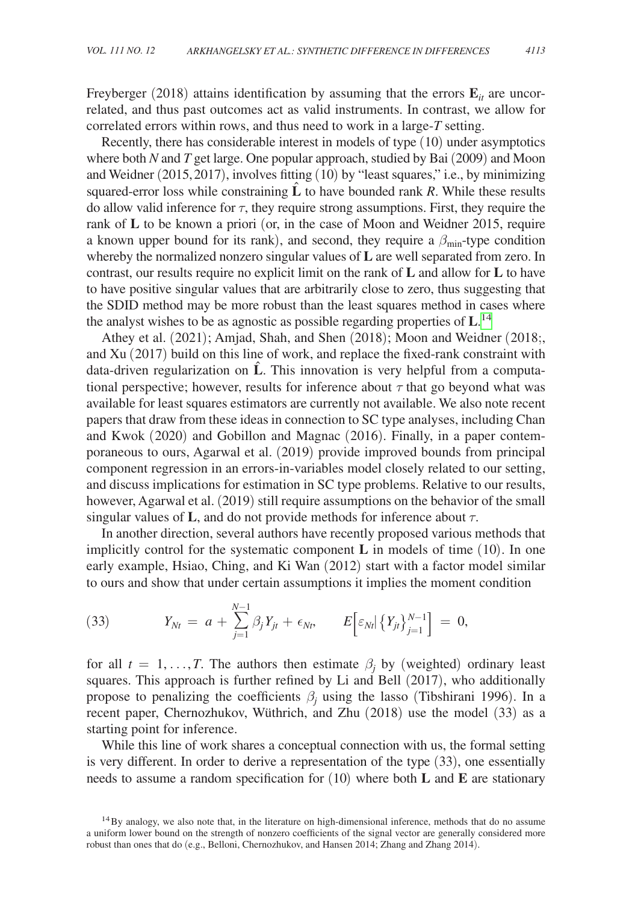Freyberger (2018) attains identification by assuming that the errors $\mathbf{E}_{it}$ are uncorrelated, and thus past outcomes act as valid instruments. In contrast, we allow for correlated errors within rows, and thus need to work in a large-$T$ setting.

Recently, there has considerable interest in models of type (10) under asymptotics where both $N$ and $T$ get large. One popular approach, studied by Bai (2009) and Moon and Weidner (2015, 2017), involves fitting (10) by "least squares," i.e., by minimizing squared-error loss while constraining $\hat{\mathbf{L}}$ to have bounded rank $R$. While these results do allow valid inference for $\tau$, they require strong assumptions. First, they require the rank of $\mathbf{L}$ to be known a priori (or, in the case of Moon and Weidner 2015, require a known upper bound for its rank), and second, they require a $\beta_{\min}$-type condition whereby the normalized nonzero singular values of $\mathbf{L}$ are well separated from zero. In contrast, our results require no explicit limit on the rank of $\mathbf{L}$ and allow for $\mathbf{L}$ to have to have positive singular values that are arbitrarily close to zero, thus suggesting that the SDID method may be more robust than the least squares method in cases where the analyst wishes to be as agnostic as possible regarding properties of $\mathbf{L}$.[14]

Athey et al. (2021); Amjad, Shah, and Shen (2018); Moon and Weidner (2018;, and Xu (2017) build on this line of work, and replace the fixed-rank constraint with data-driven regularization on $\hat{\mathbf{L}}$. This innovation is very helpful from a computational perspective; however, results for inference about $\tau$ that go beyond what was available for least squares estimators are currently not available. We also note recent papers that draw from these ideas in connection to SC type analyses, including Chan and Kwok (2020) and Gobillon and Magnac (2016). Finally, in a paper contemporaneous to ours, Agarwal et al. (2019) provide improved bounds from principal component regression in an errors-in-variables model closely related to our setting, and discuss implications for estimation in SC type problems. Relative to our results, however, Agarwal et al. (2019) still require assumptions on the behavior of the small singular values of $\mathbf{L}$, and do not provide methods for inference about $\tau$.

In another direction, several authors have recently proposed various methods that implicitly control for the systematic component $\mathbf{L}$ in models of time (10). In one early example, Hsiao, Ching, and Ki Wan (2012) start with a factor model similar to ours and show that under certain assumptions it implies the moment condition

$$(33) \qquad Y_{Nt} = a + \sum_{j=1}^{N-1} \beta_j Y_{jt} + \epsilon_{Nt}, \qquad E\left[\varepsilon_{Nt} \middle| \left\{Y_{jt}\right\}_{j=1}^{N-1}\right] = 0,$$

for all $t = 1, \ldots, T$. The authors then estimate $\beta_j$ by (weighted) ordinary least squares. This approach is further refined by Li and Bell (2017), who additionally propose to penalizing the coefficients $\beta_j$ using the lasso (Tibshirani 1996). In a recent paper, Chernozhukov, Wüthrich, and Zhu (2018) use the model (33) as a starting point for inference.

While this line of work shares a conceptual connection with us, the formal setting is very different. In order to derive a representation of the type (33), one essentially needs to assume a random specification for (10) where both $\mathbf{L}$ and $\mathbf{E}$ are stationary

[14] By analogy, we also note that, in the literature on high-dimensional inference, methods that do no assume a uniform lower bound on the strength of nonzero coefficients of the signal vector are generally considered more robust than ones that do (e.g., Belloni, Chernozhukov, and Hansen 2014; Zhang and Zhang 2014).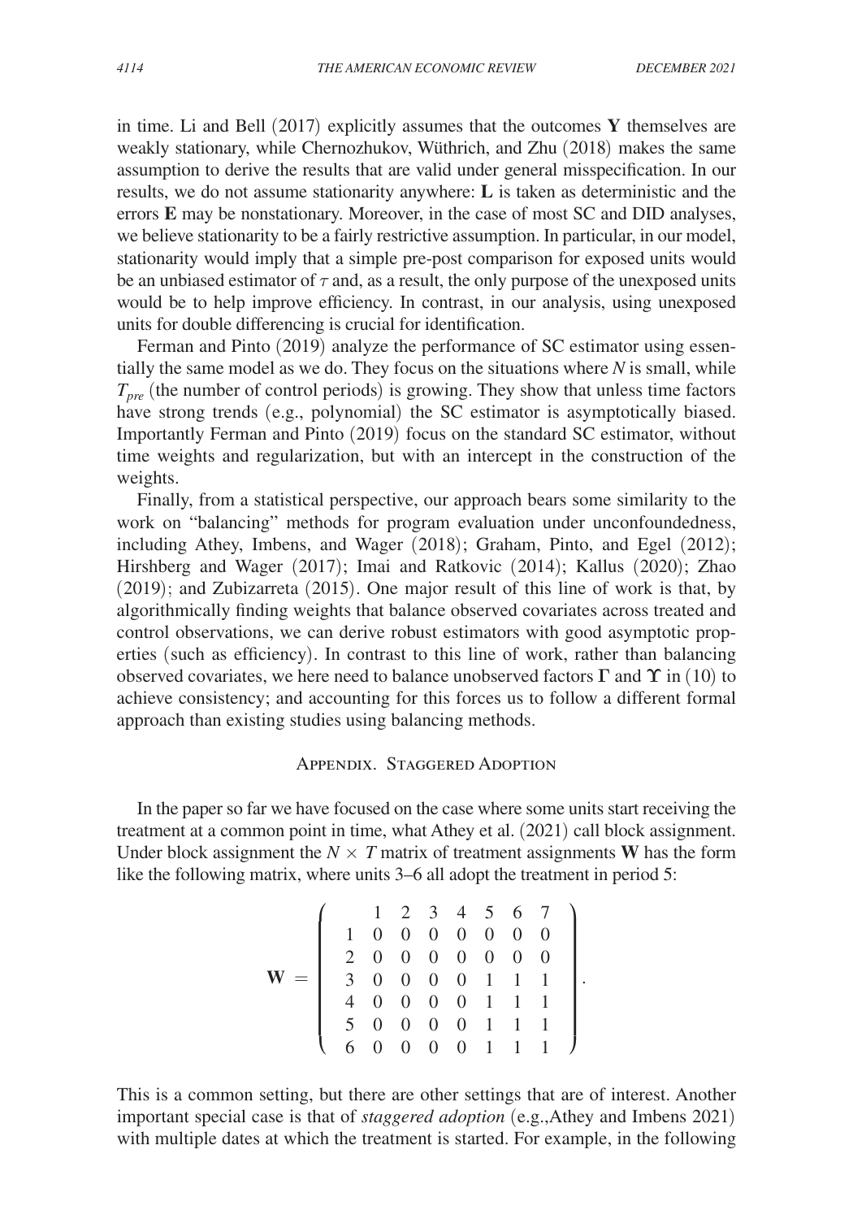in time. Li and Bell (2017) explicitly assumes that the outcomes $\mathbf{Y}$ themselves are weakly stationary, while Chernozhukov, Wüthrich, and Zhu (2018) makes the same assumption to derive the results that are valid under general misspecification. In our results, we do not assume stationarity anywhere: $\mathbf{L}$ is taken as deterministic and the errors $\mathbf{E}$ may be nonstationary. Moreover, in the case of most SC and DID analyses, we believe stationarity to be a fairly restrictive assumption. In particular, in our model, stationarity would imply that a simple pre-post comparison for exposed units would be an unbiased estimator of $\tau$ and, as a result, the only purpose of the unexposed units would be to help improve efficiency. In contrast, in our analysis, using unexposed units for double differencing is crucial for identification.

Ferman and Pinto (2019) analyze the performance of SC estimator using essentially the same model as we do. They focus on the situations where $N$ is small, while $T_{pre}$ (the number of control periods) is growing. They show that unless time factors have strong trends (e.g., polynomial) the SC estimator is asymptotically biased. Importantly Ferman and Pinto (2019) focus on the standard SC estimator, without time weights and regularization, but with an intercept in the construction of the weights.

Finally, from a statistical perspective, our approach bears some similarity to the work on "balancing" methods for program evaluation under unconfoundedness, including Athey, Imbens, and Wager (2018); Graham, Pinto, and Egel (2012); Hirshberg and Wager (2017); Imai and Ratkovic (2014); Kallus (2020); Zhao (2019); and Zubizarreta (2015). One major result of this line of work is that, by algorithmically finding weights that balance observed covariates across treated and control observations, we can derive robust estimators with good asymptotic properties (such as efficiency). In contrast to this line of work, rather than balancing observed covariates, we here need to balance unobserved factors $\mathbf{\Gamma}$ and $\mathbf{\Upsilon}$ in (10) to achieve consistency; and accounting for this forces us to follow a different formal approach than existing studies using balancing methods.

## Appendix. Staggered Adoption

In the paper so far we have focused on the case where some units start receiving the treatment at a common point in time, what Athey et al. (2021) call block assignment. Under block assignment the $N \times T$ matrix of treatment assignments $\mathbf{W}$ has the form like the following matrix, where units 3–6 all adopt the treatment in period 5:

$$\mathbf{W} = \left( \begin{array}{cccccccc} & 1 & 2 & 3 & 4 & 5 & 6 & 7 \\ 1 & 0 & 0 & 0 & 0 & 0 & 0 & 0 \\ 2 & 0 & 0 & 0 & 0 & 0 & 0 & 0 \\ 3 & 0 & 0 & 0 & 0 & 1 & 1 & 1 \\ 4 & 0 & 0 & 0 & 0 & 1 & 1 & 1 \\ 5 & 0 & 0 & 0 & 0 & 1 & 1 & 1 \\ 6 & 0 & 0 & 0 & 0 & 1 & 1 & 1 \end{array} \right).$$

This is a common setting, but there are other settings that are of interest. Another important special case is that of *staggered adoption* (e.g.,Athey and Imbens 2021) with multiple dates at which the treatment is started. For example, in the following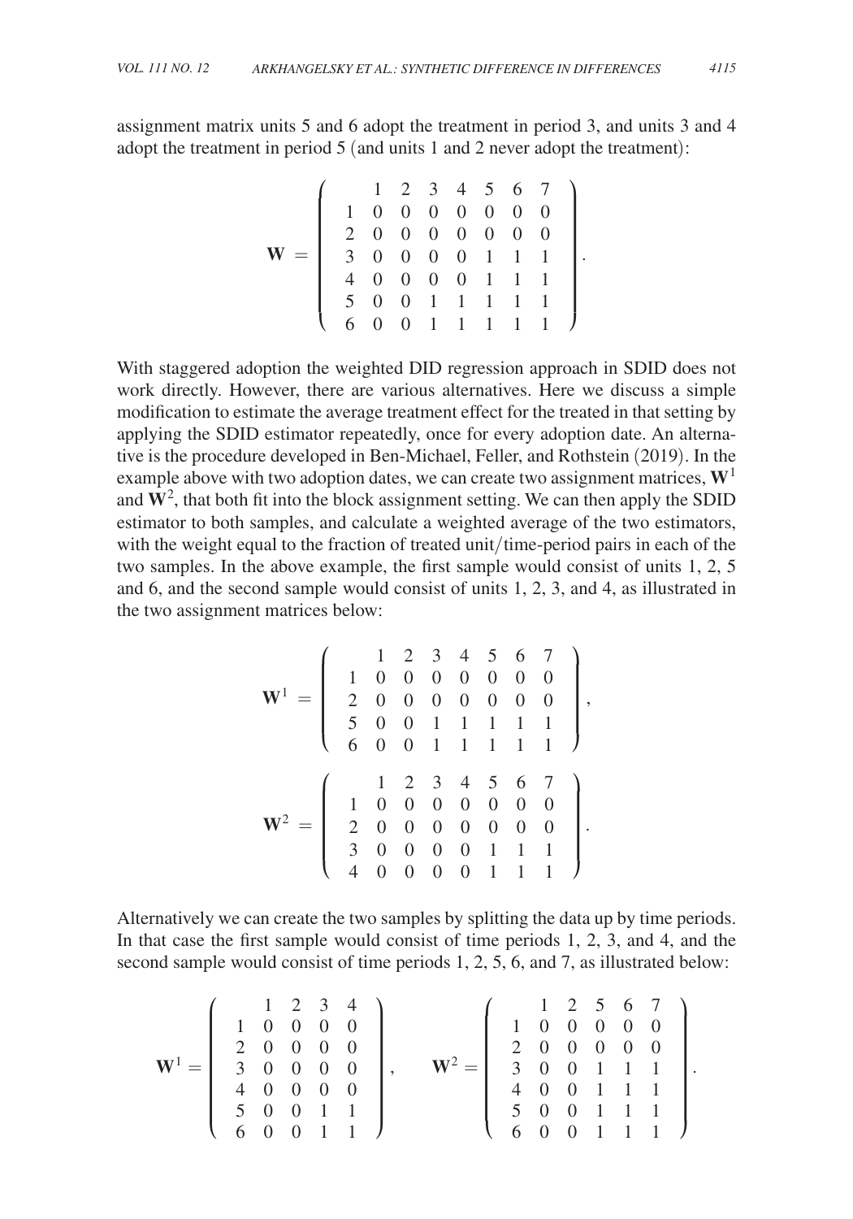assignment matrix units 5 and 6 adopt the treatment in period 3, and units 3 and 4 adopt the treatment in period 5 (and units 1 and 2 never adopt the treatment):

$$\mathbf{W} = \begin{pmatrix} & 1 & 2 & 3 & 4 & 5 & 6 & 7 \\ 1 & 0 & 0 & 0 & 0 & 0 & 0 & 0 \\ 2 & 0 & 0 & 0 & 0 & 0 & 0 & 0 \\ 3 & 0 & 0 & 0 & 0 & 1 & 1 & 1 \\ 4 & 0 & 0 & 0 & 0 & 1 & 1 & 1 \\ 5 & 0 & 0 & 1 & 1 & 1 & 1 & 1 \\ 6 & 0 & 0 & 1 & 1 & 1 & 1 & 1 \end{pmatrix}.$$

With staggered adoption the weighted DID regression approach in SDID does not work directly. However, there are various alternatives. Here we discuss a simple modification to estimate the average treatment effect for the treated in that setting by applying the SDID estimator repeatedly, once for every adoption date. An alternative is the procedure developed in Ben-Michael, Feller, and Rothstein (2019). In the example above with two adoption dates, we can create two assignment matrices, $\mathbf{W}^1$ and $\mathbf{W}^2$, that both fit into the block assignment setting. We can then apply the SDID estimator to both samples, and calculate a weighted average of the two estimators, with the weight equal to the fraction of treated unit/time-period pairs in each of the two samples. In the above example, the first sample would consist of units 1, 2, 5 and 6, and the second sample would consist of units 1, 2, 3, and 4, as illustrated in the two assignment matrices below:

$$\mathbf{W}^1 = \begin{pmatrix} & 1 & 2 & 3 & 4 & 5 & 6 & 7 \\ 1 & 0 & 0 & 0 & 0 & 0 & 0 & 0 \\ 2 & 0 & 0 & 0 & 0 & 0 & 0 & 0 \\ 5 & 0 & 0 & 1 & 1 & 1 & 1 & 1 \\ 6 & 0 & 0 & 1 & 1 & 1 & 1 & 1 \end{pmatrix},$$

$$\mathbf{W}^2 = \begin{pmatrix} & 1 & 2 & 3 & 4 & 5 & 6 & 7 \\ 1 & 0 & 0 & 0 & 0 & 0 & 0 & 0 \\ 2 & 0 & 0 & 0 & 0 & 0 & 0 & 0 \\ 3 & 0 & 0 & 0 & 0 & 1 & 1 & 1 \\ 4 & 0 & 0 & 0 & 0 & 1 & 1 & 1 \end{pmatrix}.$$

Alternatively we can create the two samples by splitting the data up by time periods. In that case the first sample would consist of time periods 1, 2, 3, and 4, and the second sample would consist of time periods 1, 2, 5, 6, and 7, as illustrated below:

$$\mathbf{W}^1 = \begin{pmatrix} & 1 & 2 & 3 & 4 \\ 1 & 0 & 0 & 0 & 0 \\ 2 & 0 & 0 & 0 & 0 \\ 3 & 0 & 0 & 0 & 0 \\ 4 & 0 & 0 & 0 & 0 \\ 5 & 0 & 0 & 1 & 1 \\ 6 & 0 & 0 & 1 & 1 \end{pmatrix}, \qquad \mathbf{W}^2 = \begin{pmatrix} & 1 & 2 & 5 & 6 & 7 \\ 1 & 0 & 0 & 0 & 0 & 0 \\ 2 & 0 & 0 & 0 & 0 & 0 \\ 3 & 0 & 0 & 1 & 1 & 1 \\ 4 & 0 & 0 & 1 & 1 & 1 \\ 5 & 0 & 0 & 1 & 1 & 1 \\ 6 & 0 & 0 & 1 & 1 & 1 \end{pmatrix}.$$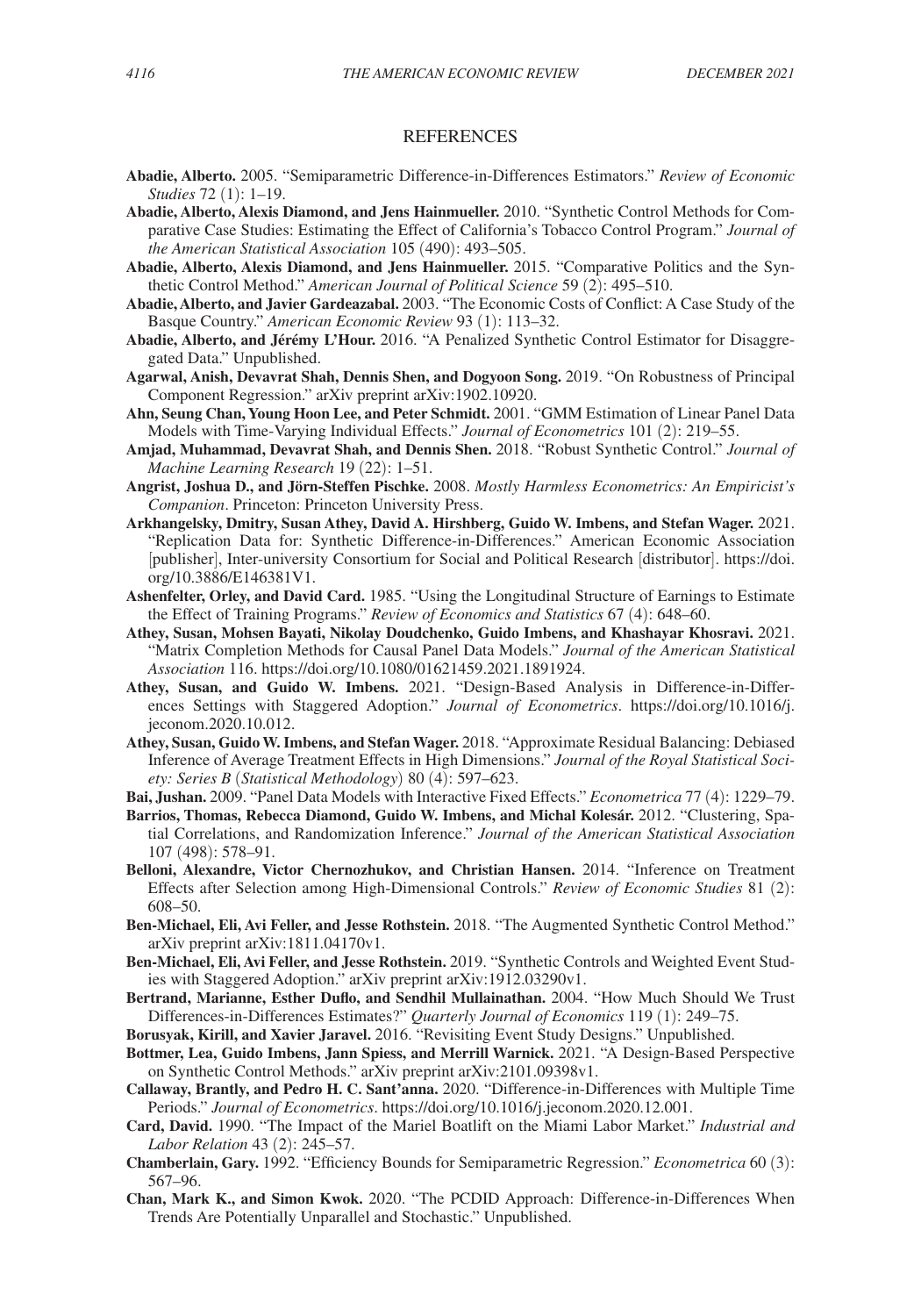## REFERENCES

**Abadie, Alberto.** 2005. "Semiparametric Difference-in-Differences Estimators." *Review of Economic Studies* 72 (1): 1–19.

**Abadie, Alberto, Alexis Diamond, and Jens Hainmueller.** 2010. "Synthetic Control Methods for Comparative Case Studies: Estimating the Effect of California's Tobacco Control Program." *Journal of the American Statistical Association* 105 (490): 493–505.

**Abadie, Alberto, Alexis Diamond, and Jens Hainmueller.** 2015. "Comparative Politics and the Synthetic Control Method." *American Journal of Political Science* 59 (2): 495–510.

**Abadie, Alberto, and Javier Gardeazabal.** 2003. "The Economic Costs of Conflict: A Case Study of the Basque Country." *American Economic Review* 93 (1): 113–32.

**Abadie, Alberto, and Jérémy L'Hour.** 2016. "A Penalized Synthetic Control Estimator for Disaggregated Data." Unpublished.

**Agarwal, Anish, Devavrat Shah, Dennis Shen, and Dogyoon Song.** 2019. "On Robustness of Principal Component Regression." arXiv preprint arXiv:1902.10920.

**Ahn, Seung Chan, Young Hoon Lee, and Peter Schmidt.** 2001. "GMM Estimation of Linear Panel Data Models with Time-Varying Individual Effects." *Journal of Econometrics* 101 (2): 219–55.

**Amjad, Muhammad, Devavrat Shah, and Dennis Shen.** 2018. "Robust Synthetic Control." *Journal of Machine Learning Research* 19 (22): 1–51.

**Angrist, Joshua D., and Jörn-Steffen Pischke.** 2008. *Mostly Harmless Econometrics: An Empiricist's Companion*. Princeton: Princeton University Press.

**Arkhangelsky, Dmitry, Susan Athey, David A. Hirshberg, Guido W. Imbens, and Stefan Wager.** 2021. "Replication Data for: Synthetic Difference-in-Differences." American Economic Association [publisher], Inter-university Consortium for Social and Political Research [distributor]. https://doi.org/10.3886/E146381V1.

**Ashenfelter, Orley, and David Card.** 1985. "Using the Longitudinal Structure of Earnings to Estimate the Effect of Training Programs." *Review of Economics and Statistics* 67 (4): 648–60.

**Athey, Susan, Mohsen Bayati, Nikolay Doudchenko, Guido Imbens, and Khashayar Khosravi.** 2021. "Matrix Completion Methods for Causal Panel Data Models." *Journal of the American Statistical Association* 116. https://doi.org/10.1080/01621459.2021.1891924.

**Athey, Susan, and Guido W. Imbens.** 2021. "Design-Based Analysis in Difference-in-Differences Settings with Staggered Adoption." *Journal of Econometrics*. https://doi.org/10.1016/j.jeconom.2020.10.012.

**Athey, Susan, Guido W. Imbens, and Stefan Wager.** 2018. "Approximate Residual Balancing: Debiased Inference of Average Treatment Effects in High Dimensions." *Journal of the Royal Statistical Society: Series B (Statistical Methodology)* 80 (4): 597–623.

**Bai, Jushan.** 2009. "Panel Data Models with Interactive Fixed Effects." *Econometrica* 77 (4): 1229–79.

**Barrios, Thomas, Rebecca Diamond, Guido W. Imbens, and Michal Kolesár.** 2012. "Clustering, Spatial Correlations, and Randomization Inference." *Journal of the American Statistical Association* 107 (498): 578–91.

**Belloni, Alexandre, Victor Chernozhukov, and Christian Hansen.** 2014. "Inference on Treatment Effects after Selection among High-Dimensional Controls." *Review of Economic Studies* 81 (2): 608–50.

**Ben-Michael, Eli, Avi Feller, and Jesse Rothstein.** 2018. "The Augmented Synthetic Control Method." arXiv preprint arXiv:1811.04170v1.

**Ben-Michael, Eli, Avi Feller, and Jesse Rothstein.** 2019. "Synthetic Controls and Weighted Event Studies with Staggered Adoption." arXiv preprint arXiv:1912.03290v1.

**Bertrand, Marianne, Esther Duflo, and Sendhil Mullainathan.** 2004. "How Much Should We Trust Differences-in-Differences Estimates?" *Quarterly Journal of Economics* 119 (1): 249–75.

**Borusyak, Kirill, and Xavier Jaravel.** 2016. "Revisiting Event Study Designs." Unpublished.

**Bottmer, Lea, Guido Imbens, Jann Spiess, and Merrill Warnick.** 2021. "A Design-Based Perspective on Synthetic Control Methods." arXiv preprint arXiv:2101.09398v1.

**Callaway, Brantly, and Pedro H. C. Sant'anna.** 2020. "Difference-in-Differences with Multiple Time Periods." *Journal of Econometrics*. https://doi.org/10.1016/j.jeconom.2020.12.001.

**Card, David.** 1990. "The Impact of the Mariel Boatlift on the Miami Labor Market." *Industrial and Labor Relation* 43 (2): 245–57.

**Chamberlain, Gary.** 1992. "Efficiency Bounds for Semiparametric Regression." *Econometrica* 60 (3): 567–96.

**Chan, Mark K., and Simon Kwok.** 2020. "The PCDID Approach: Difference-in-Differences When Trends Are Potentially Unparallel and Stochastic." Unpublished.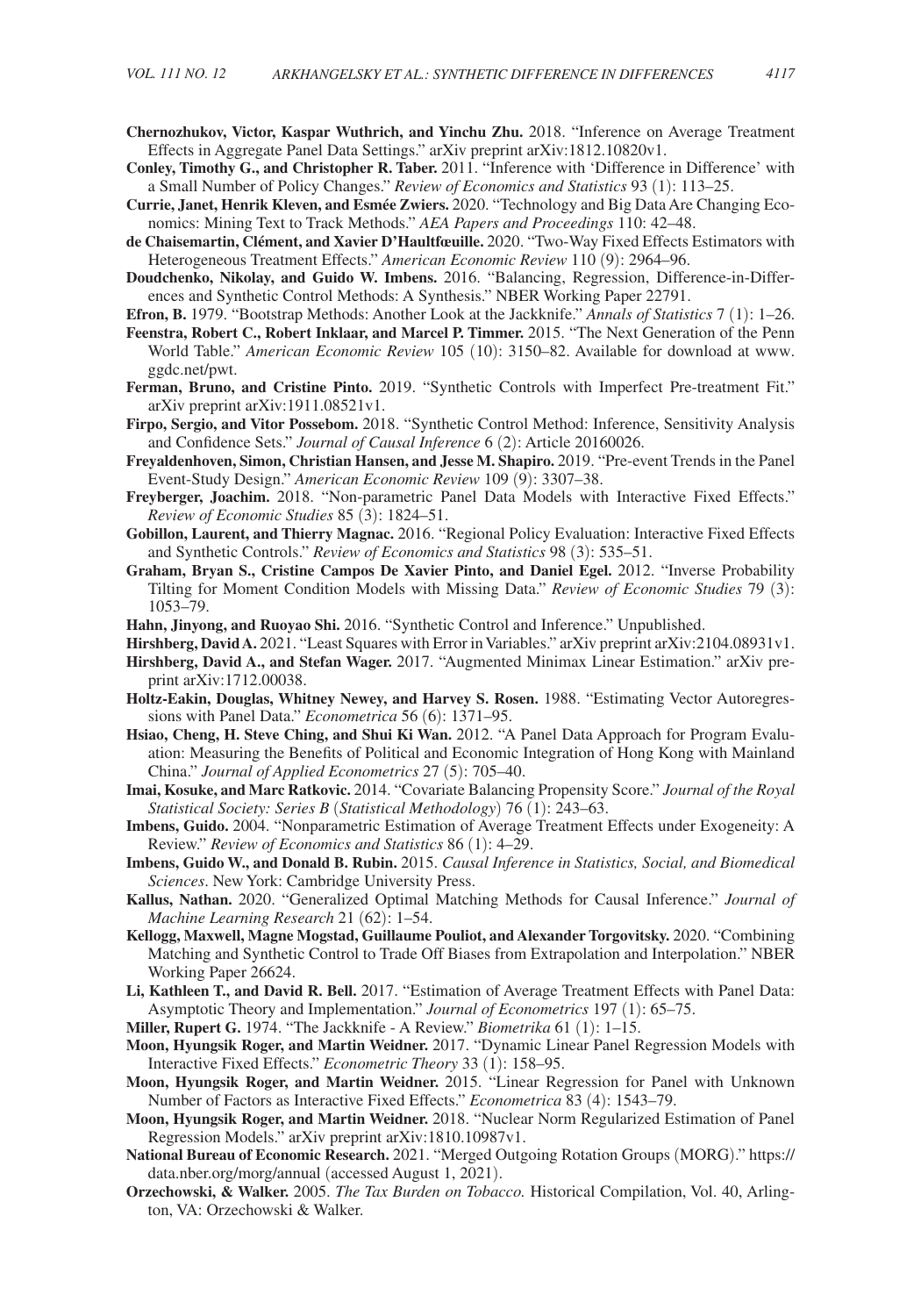**Chernozhukov, Victor, Kaspar Wuthrich, and Yinchu Zhu.** 2018. "Inference on Average Treatment Effects in Aggregate Panel Data Settings." arXiv preprint arXiv:1812.10820v1.

**Conley, Timothy G., and Christopher R. Taber.** 2011. "Inference with 'Difference in Difference' with a Small Number of Policy Changes." *Review of Economics and Statistics* 93 (1): 113–25.

**Currie, Janet, Henrik Kleven, and Esmée Zwiers.** 2020. "Technology and Big Data Are Changing Economics: Mining Text to Track Methods." *AEA Papers and Proceedings* 110: 42–48.

**de Chaisemartin, Clément, and Xavier D'Haultfœuille.** 2020. "Two-Way Fixed Effects Estimators with Heterogeneous Treatment Effects." *American Economic Review* 110 (9): 2964–96.

**Doudchenko, Nikolay, and Guido W. Imbens.** 2016. "Balancing, Regression, Difference-in-Differences and Synthetic Control Methods: A Synthesis." NBER Working Paper 22791.

**Efron, B.** 1979. "Bootstrap Methods: Another Look at the Jackknife." *Annals of Statistics* 7 (1): 1–26.

**Feenstra, Robert C., Robert Inklaar, and Marcel P. Timmer.** 2015. "The Next Generation of the Penn World Table." *American Economic Review* 105 (10): 3150–82. Available for download at www.ggdc.net/pwt.

**Ferman, Bruno, and Cristine Pinto.** 2019. "Synthetic Controls with Imperfect Pre-treatment Fit." arXiv preprint arXiv:1911.08521v1.

**Firpo, Sergio, and Vitor Possebom.** 2018. "Synthetic Control Method: Inference, Sensitivity Analysis and Confidence Sets." *Journal of Causal Inference* 6 (2): Article 20160026.

**Freyaldenhoven, Simon, Christian Hansen, and Jesse M. Shapiro.** 2019. "Pre-event Trends in the Panel Event-Study Design." *American Economic Review* 109 (9): 3307–38.

**Freyberger, Joachim.** 2018. "Non-parametric Panel Data Models with Interactive Fixed Effects." *Review of Economic Studies* 85 (3): 1824–51.

**Gobillon, Laurent, and Thierry Magnac.** 2016. "Regional Policy Evaluation: Interactive Fixed Effects and Synthetic Controls." *Review of Economics and Statistics* 98 (3): 535–51.

**Graham, Bryan S., Cristine Campos De Xavier Pinto, and Daniel Egel.** 2012. "Inverse Probability Tilting for Moment Condition Models with Missing Data." *Review of Economic Studies* 79 (3): 1053–79.

**Hahn, Jinyong, and Ruoyao Shi.** 2016. "Synthetic Control and Inference." Unpublished.

**Hirshberg, David A.** 2021. "Least Squares with Error in Variables." arXiv preprint arXiv:2104.08931v1.

**Hirshberg, David A., and Stefan Wager.** 2017. "Augmented Minimax Linear Estimation." arXiv preprint arXiv:1712.00038.

**Holtz-Eakin, Douglas, Whitney Newey, and Harvey S. Rosen.** 1988. "Estimating Vector Autoregressions with Panel Data." *Econometrica* 56 (6): 1371–95.

**Hsiao, Cheng, H. Steve Ching, and Shui Ki Wan.** 2012. "A Panel Data Approach for Program Evaluation: Measuring the Benefits of Political and Economic Integration of Hong Kong with Mainland China." *Journal of Applied Econometrics* 27 (5): 705–40.

**Imai, Kosuke, and Marc Ratkovic.** 2014. "Covariate Balancing Propensity Score." *Journal of the Royal Statistical Society: Series B* (*Statistical Methodology*) 76 (1): 243–63.

**Imbens, Guido.** 2004. "Nonparametric Estimation of Average Treatment Effects under Exogeneity: A Review." *Review of Economics and Statistics* 86 (1): 4–29.

**Imbens, Guido W., and Donald B. Rubin.** 2015. *Causal Inference in Statistics, Social, and Biomedical Sciences*. New York: Cambridge University Press.

**Kallus, Nathan.** 2020. "Generalized Optimal Matching Methods for Causal Inference." *Journal of Machine Learning Research* 21 (62): 1–54.

**Kellogg, Maxwell, Magne Mogstad, Guillaume Pouliot, and Alexander Torgovitsky.** 2020. "Combining Matching and Synthetic Control to Trade Off Biases from Extrapolation and Interpolation." NBER Working Paper 26624.

**Li, Kathleen T., and David R. Bell.** 2017. "Estimation of Average Treatment Effects with Panel Data: Asymptotic Theory and Implementation." *Journal of Econometrics* 197 (1): 65–75.

**Miller, Rupert G.** 1974. "The Jackknife - A Review." *Biometrika* 61 (1): 1–15.

**Moon, Hyungsik Roger, and Martin Weidner.** 2017. "Dynamic Linear Panel Regression Models with Interactive Fixed Effects." *Econometric Theory* 33 (1): 158–95.

**Moon, Hyungsik Roger, and Martin Weidner.** 2015. "Linear Regression for Panel with Unknown Number of Factors as Interactive Fixed Effects." *Econometrica* 83 (4): 1543–79.

**Moon, Hyungsik Roger, and Martin Weidner.** 2018. "Nuclear Norm Regularized Estimation of Panel Regression Models." arXiv preprint arXiv:1810.10987v1.

**National Bureau of Economic Research.** 2021. "Merged Outgoing Rotation Groups (MORG)." https://data.nber.org/morg/annual (accessed August 1, 2021).

**Orzechowski, & Walker.** 2005. *The Tax Burden on Tobacco.* Historical Compilation, Vol. 40, Arlington, VA: Orzechowski & Walker.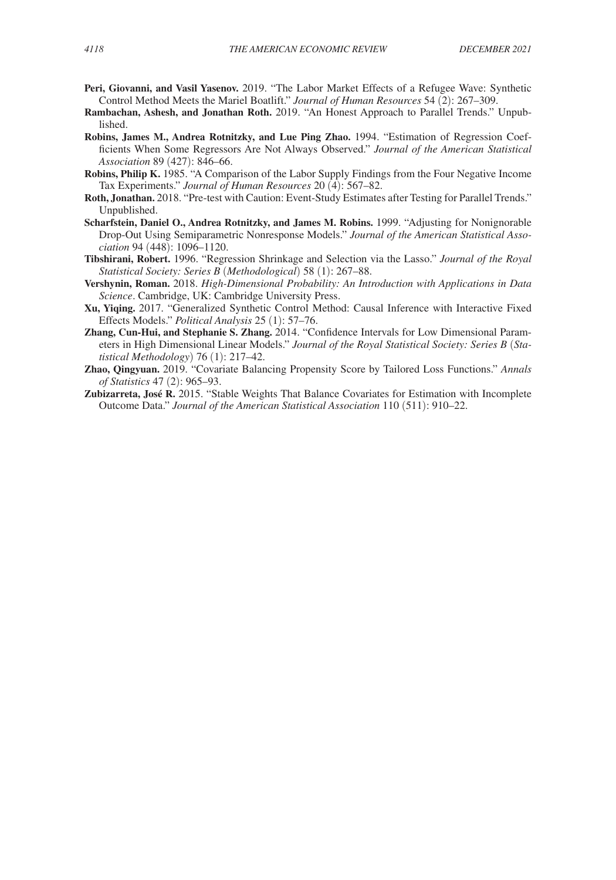**Peri, Giovanni, and Vasil Yasenov.** 2019. "The Labor Market Effects of a Refugee Wave: Synthetic Control Method Meets the Mariel Boatlift." *Journal of Human Resources* 54 (2): 267–309.

**Rambachan, Ashesh, and Jonathan Roth.** 2019. "An Honest Approach to Parallel Trends." Unpublished.

**Robins, James M., Andrea Rotnitzky, and Lue Ping Zhao.** 1994. "Estimation of Regression Coefficients When Some Regressors Are Not Always Observed." *Journal of the American Statistical Association* 89 (427): 846–66.

**Robins, Philip K.** 1985. "A Comparison of the Labor Supply Findings from the Four Negative Income Tax Experiments." *Journal of Human Resources* 20 (4): 567–82.

**Roth, Jonathan.** 2018. "Pre-test with Caution: Event-Study Estimates after Testing for Parallel Trends." Unpublished.

**Scharfstein, Daniel O., Andrea Rotnitzky, and James M. Robins.** 1999. "Adjusting for Nonignorable Drop-Out Using Semiparametric Nonresponse Models." *Journal of the American Statistical Association* 94 (448): 1096–1120.

**Tibshirani, Robert.** 1996. "Regression Shrinkage and Selection via the Lasso." *Journal of the Royal Statistical Society: Series B (Methodological)* 58 (1): 267–88.

**Vershynin, Roman.** 2018. *High-Dimensional Probability: An Introduction with Applications in Data Science*. Cambridge, UK: Cambridge University Press.

**Xu, Yiqing.** 2017. "Generalized Synthetic Control Method: Causal Inference with Interactive Fixed Effects Models." *Political Analysis* 25 (1): 57–76.

**Zhang, Cun-Hui, and Stephanie S. Zhang.** 2014. "Confidence Intervals for Low Dimensional Parameters in High Dimensional Linear Models." *Journal of the Royal Statistical Society: Series B (Statistical Methodology)* 76 (1): 217–42.

**Zhao, Qingyuan.** 2019. "Covariate Balancing Propensity Score by Tailored Loss Functions." *Annals of Statistics* 47 (2): 965–93.

**Zubizarreta, José R.** 2015. "Stable Weights That Balance Covariates for Estimation with Incomplete Outcome Data." *Journal of the American Statistical Association* 110 (511): 910–22.